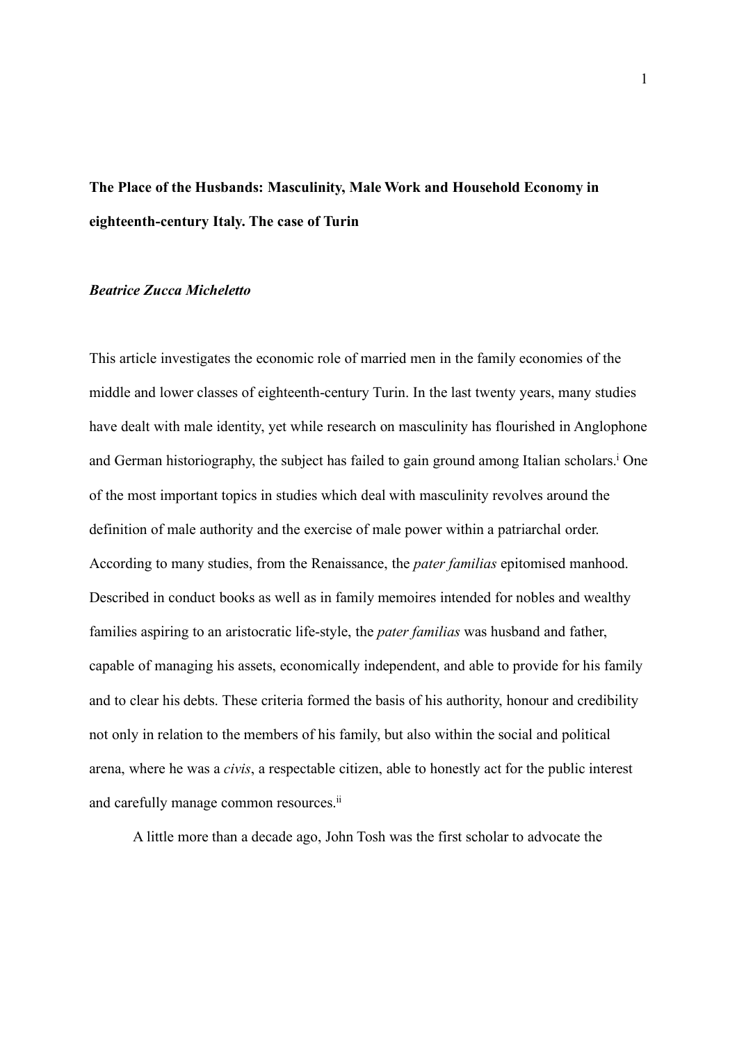# The Place of the Husbands: Masculinity, Male Work and Household Economy in eighteenth-century Italy. The case of Turin

***Beatrice Zucca Micheletto***

This article investigates the economic role of married men in the family economies of the middle and lower classes of eighteenth-century Turin. In the last twenty years, many studies have dealt with male identity, yet while research on masculinity has flourished in Anglophone and German historiography, the subject has failed to gain ground among Italian scholars.[i] One of the most important topics in studies which deal with masculinity revolves around the definition of male authority and the exercise of male power within a patriarchal order. According to many studies, from the Renaissance, the *pater familias* epitomised manhood. Described in conduct books as well as in family memoires intended for nobles and wealthy families aspiring to an aristocratic life-style, the *pater familias* was husband and father, capable of managing his assets, economically independent, and able to provide for his family and to clear his debts. These criteria formed the basis of his authority, honour and credibility not only in relation to the members of his family, but also within the social and political arena, where he was a *civis*, a respectable citizen, able to honestly act for the public interest and carefully manage common resources.[ii]

A little more than a decade ago, John Tosh was the first scholar to advocate the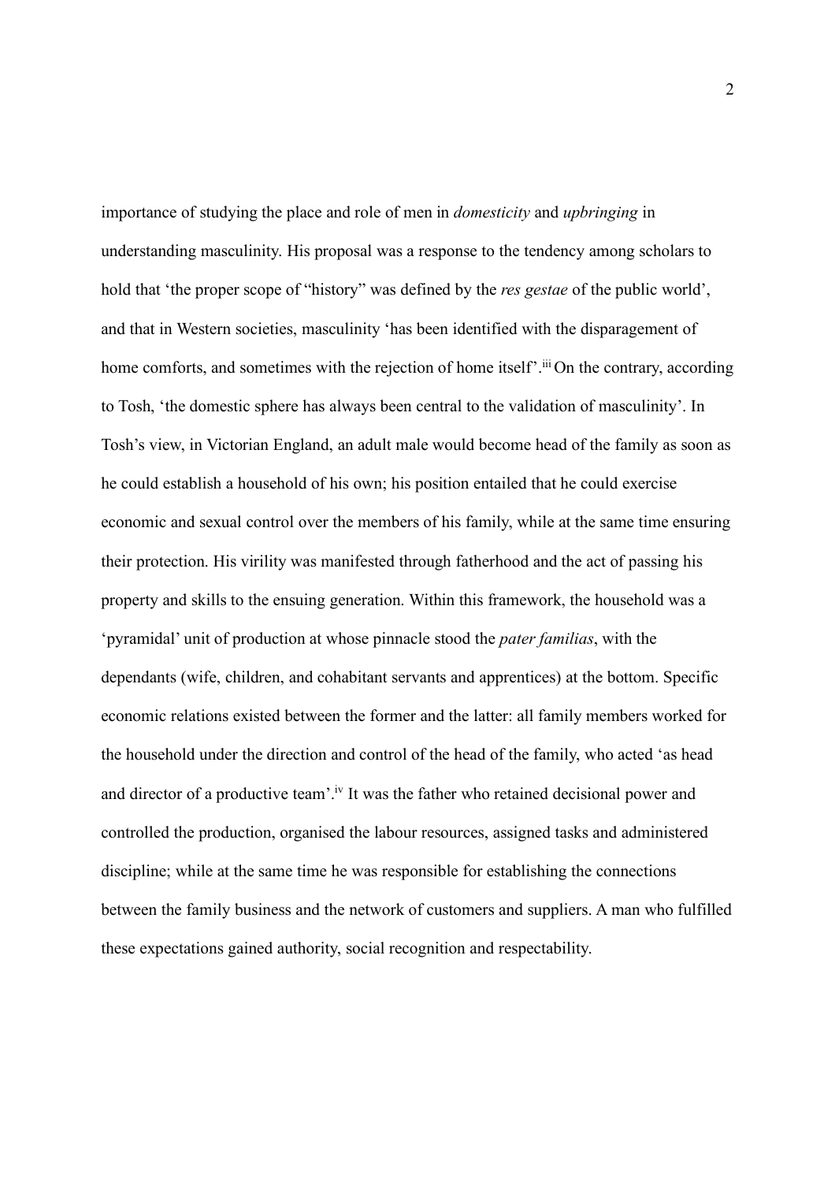importance of studying the place and role of men in *domesticity* and *upbringing* in understanding masculinity. His proposal was a response to the tendency among scholars to hold that 'the proper scope of "history" was defined by the *res gestae* of the public world', and that in Western societies, masculinity 'has been identified with the disparagement of home comforts, and sometimes with the rejection of home itself'.[iii] On the contrary, according to Tosh, 'the domestic sphere has always been central to the validation of masculinity'. In Tosh's view, in Victorian England, an adult male would become head of the family as soon as he could establish a household of his own; his position entailed that he could exercise economic and sexual control over the members of his family, while at the same time ensuring their protection. His virility was manifested through fatherhood and the act of passing his property and skills to the ensuing generation. Within this framework, the household was a 'pyramidal' unit of production at whose pinnacle stood the *pater familias*, with the dependants (wife, children, and cohabitant servants and apprentices) at the bottom. Specific economic relations existed between the former and the latter: all family members worked for the household under the direction and control of the head of the family, who acted 'as head and director of a productive team'.[iv] It was the father who retained decisional power and controlled the production, organised the labour resources, assigned tasks and administered discipline; while at the same time he was responsible for establishing the connections between the family business and the network of customers and suppliers. A man who fulfilled these expectations gained authority, social recognition and respectability.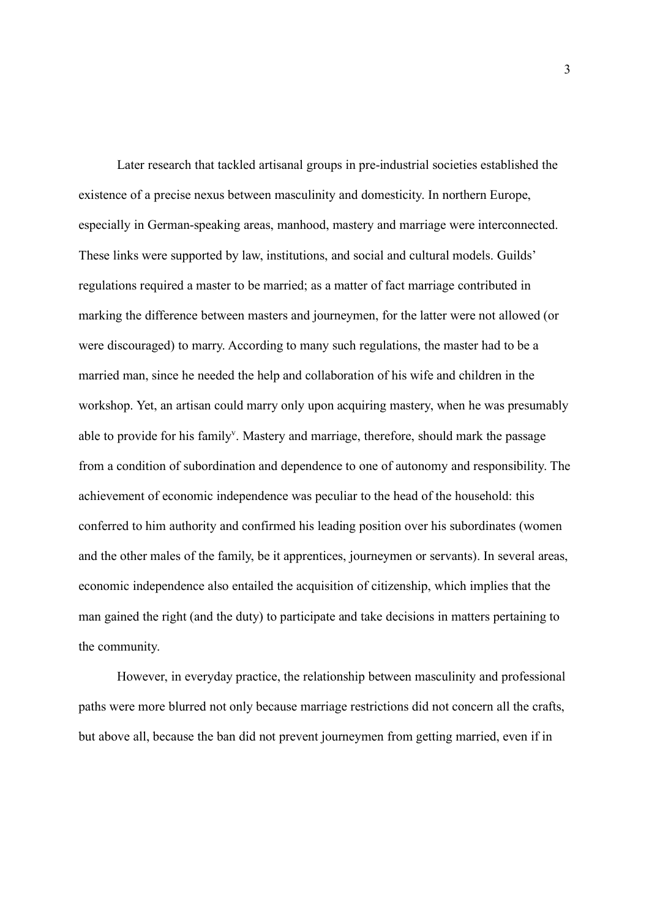Later research that tackled artisanal groups in pre-industrial societies established the existence of a precise nexus between masculinity and domesticity. In northern Europe, especially in German-speaking areas, manhood, mastery and marriage were interconnected. These links were supported by law, institutions, and social and cultural models. Guilds' regulations required a master to be married; as a matter of fact marriage contributed in marking the difference between masters and journeymen, for the latter were not allowed (or were discouraged) to marry. According to many such regulations, the master had to be a married man, since he needed the help and collaboration of his wife and children in the workshop. Yet, an artisan could marry only upon acquiring mastery, when he was presumably able to provide for his family[v]. Mastery and marriage, therefore, should mark the passage from a condition of subordination and dependence to one of autonomy and responsibility. The achievement of economic independence was peculiar to the head of the household: this conferred to him authority and confirmed his leading position over his subordinates (women and the other males of the family, be it apprentices, journeymen or servants). In several areas, economic independence also entailed the acquisition of citizenship, which implies that the man gained the right (and the duty) to participate and take decisions in matters pertaining to the community.

However, in everyday practice, the relationship between masculinity and professional paths were more blurred not only because marriage restrictions did not concern all the crafts, but above all, because the ban did not prevent journeymen from getting married, even if in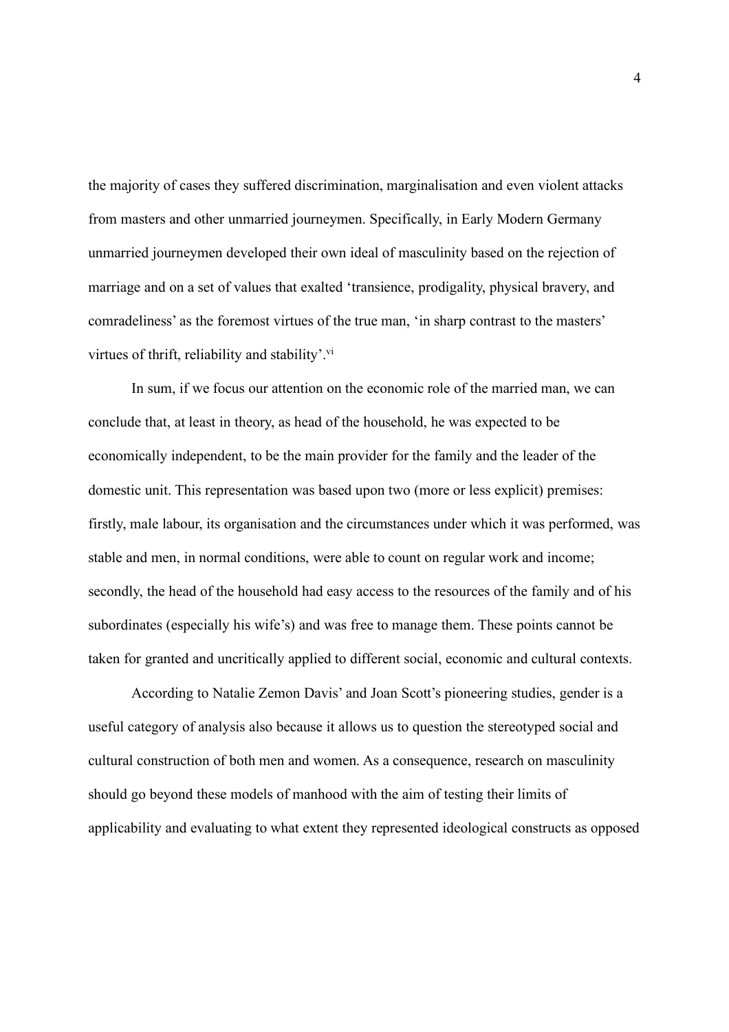the majority of cases they suffered discrimination, marginalisation and even violent attacks from masters and other unmarried journeymen. Specifically, in Early Modern Germany unmarried journeymen developed their own ideal of masculinity based on the rejection of marriage and on a set of values that exalted 'transience, prodigality, physical bravery, and comradeliness' as the foremost virtues of the true man, 'in sharp contrast to the masters' virtues of thrift, reliability and stability'.[vi]

In sum, if we focus our attention on the economic role of the married man, we can conclude that, at least in theory, as head of the household, he was expected to be economically independent, to be the main provider for the family and the leader of the domestic unit. This representation was based upon two (more or less explicit) premises: firstly, male labour, its organisation and the circumstances under which it was performed, was stable and men, in normal conditions, were able to count on regular work and income; secondly, the head of the household had easy access to the resources of the family and of his subordinates (especially his wife's) and was free to manage them. These points cannot be taken for granted and uncritically applied to different social, economic and cultural contexts.

According to Natalie Zemon Davis' and Joan Scott's pioneering studies, gender is a useful category of analysis also because it allows us to question the stereotyped social and cultural construction of both men and women. As a consequence, research on masculinity should go beyond these models of manhood with the aim of testing their limits of applicability and evaluating to what extent they represented ideological constructs as opposed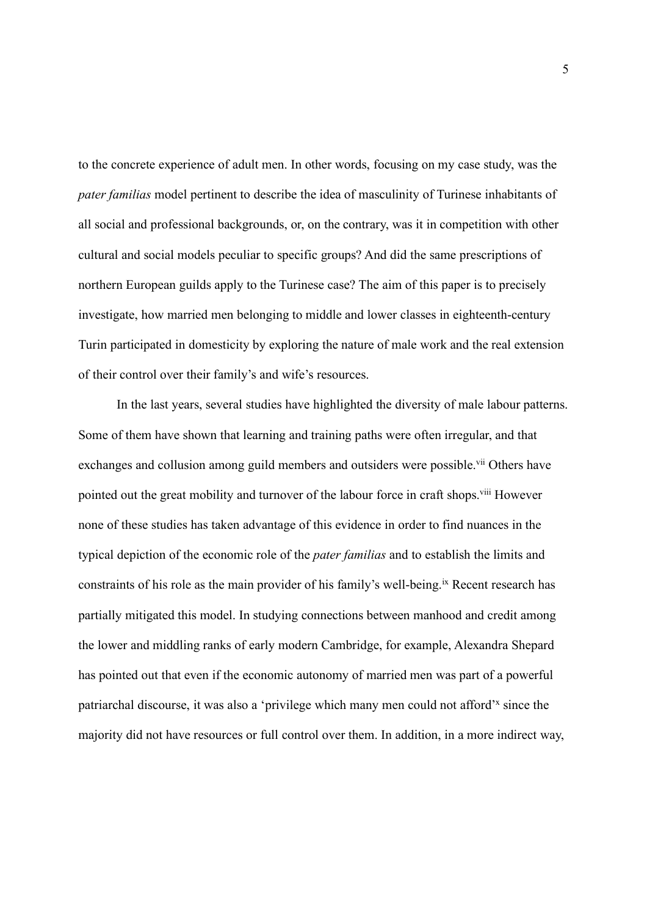to the concrete experience of adult men. In other words, focusing on my case study, was the *pater familias* model pertinent to describe the idea of masculinity of Turinese inhabitants of all social and professional backgrounds, or, on the contrary, was it in competition with other cultural and social models peculiar to specific groups? And did the same prescriptions of northern European guilds apply to the Turinese case? The aim of this paper is to precisely investigate, how married men belonging to middle and lower classes in eighteenth-century Turin participated in domesticity by exploring the nature of male work and the real extension of their control over their family's and wife's resources.

In the last years, several studies have highlighted the diversity of male labour patterns. Some of them have shown that learning and training paths were often irregular, and that exchanges and collusion among guild members and outsiders were possible.[vii] Others have pointed out the great mobility and turnover of the labour force in craft shops.[viii] However none of these studies has taken advantage of this evidence in order to find nuances in the typical depiction of the economic role of the *pater familias* and to establish the limits and constraints of his role as the main provider of his family's well-being.[ix] Recent research has partially mitigated this model. In studying connections between manhood and credit among the lower and middling ranks of early modern Cambridge, for example, Alexandra Shepard has pointed out that even if the economic autonomy of married men was part of a powerful patriarchal discourse, it was also a 'privilege which many men could not afford'[x] since the majority did not have resources or full control over them. In addition, in a more indirect way,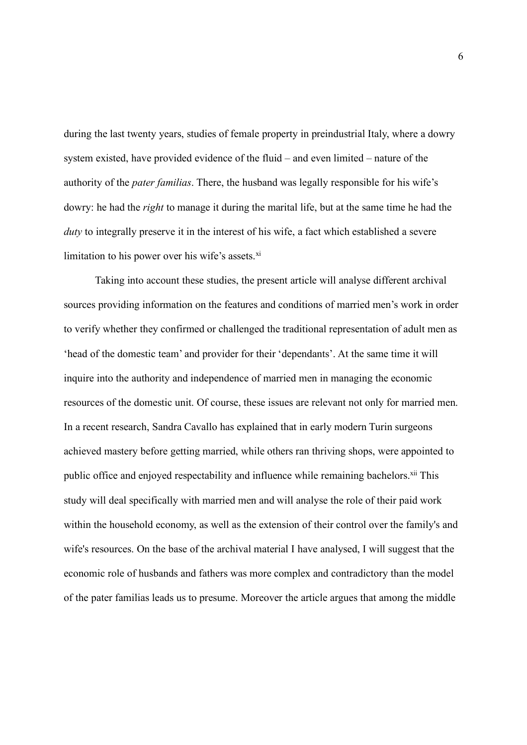during the last twenty years, studies of female property in preindustrial Italy, where a dowry system existed, have provided evidence of the fluid – and even limited – nature of the authority of the *pater familias*. There, the husband was legally responsible for his wife's dowry: he had the *right* to manage it during the marital life, but at the same time he had the *duty* to integrally preserve it in the interest of his wife, a fact which established a severe limitation to his power over his wife's assets.[xi]

Taking into account these studies, the present article will analyse different archival sources providing information on the features and conditions of married men's work in order to verify whether they confirmed or challenged the traditional representation of adult men as 'head of the domestic team' and provider for their 'dependants'. At the same time it will inquire into the authority and independence of married men in managing the economic resources of the domestic unit. Of course, these issues are relevant not only for married men. In a recent research, Sandra Cavallo has explained that in early modern Turin surgeons achieved mastery before getting married, while others ran thriving shops, were appointed to public office and enjoyed respectability and influence while remaining bachelors.[xii] This study will deal specifically with married men and will analyse the role of their paid work within the household economy, as well as the extension of their control over the family's and wife's resources. On the base of the archival material I have analysed, I will suggest that the economic role of husbands and fathers was more complex and contradictory than the model of the pater familias leads us to presume. Moreover the article argues that among the middle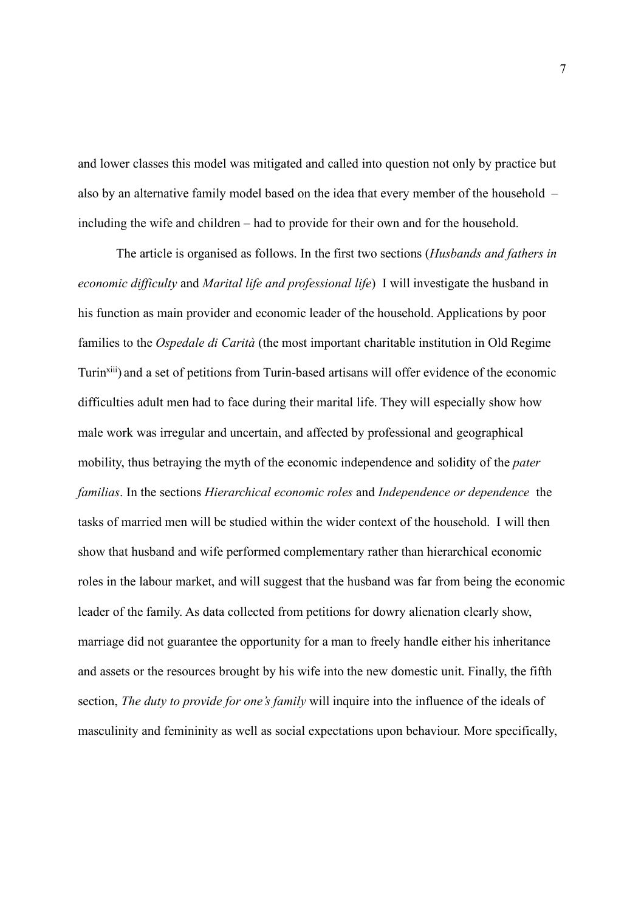and lower classes this model was mitigated and called into question not only by practice but also by an alternative family model based on the idea that every member of the household – including the wife and children – had to provide for their own and for the household.

The article is organised as follows. In the first two sections (*Husbands and fathers in economic difficulty* and *Marital life and professional life*) I will investigate the husband in his function as main provider and economic leader of the household. Applications by poor families to the *Ospedale di Carità* (the most important charitable institution in Old Regime Turin[xiii]) and a set of petitions from Turin-based artisans will offer evidence of the economic difficulties adult men had to face during their marital life. They will especially show how male work was irregular and uncertain, and affected by professional and geographical mobility, thus betraying the myth of the economic independence and solidity of the *pater familias*. In the sections *Hierarchical economic roles* and *Independence or dependence* the tasks of married men will be studied within the wider context of the household. I will then show that husband and wife performed complementary rather than hierarchical economic roles in the labour market, and will suggest that the husband was far from being the economic leader of the family. As data collected from petitions for dowry alienation clearly show, marriage did not guarantee the opportunity for a man to freely handle either his inheritance and assets or the resources brought by his wife into the new domestic unit. Finally, the fifth section, *The duty to provide for one's family* will inquire into the influence of the ideals of masculinity and femininity as well as social expectations upon behaviour. More specifically,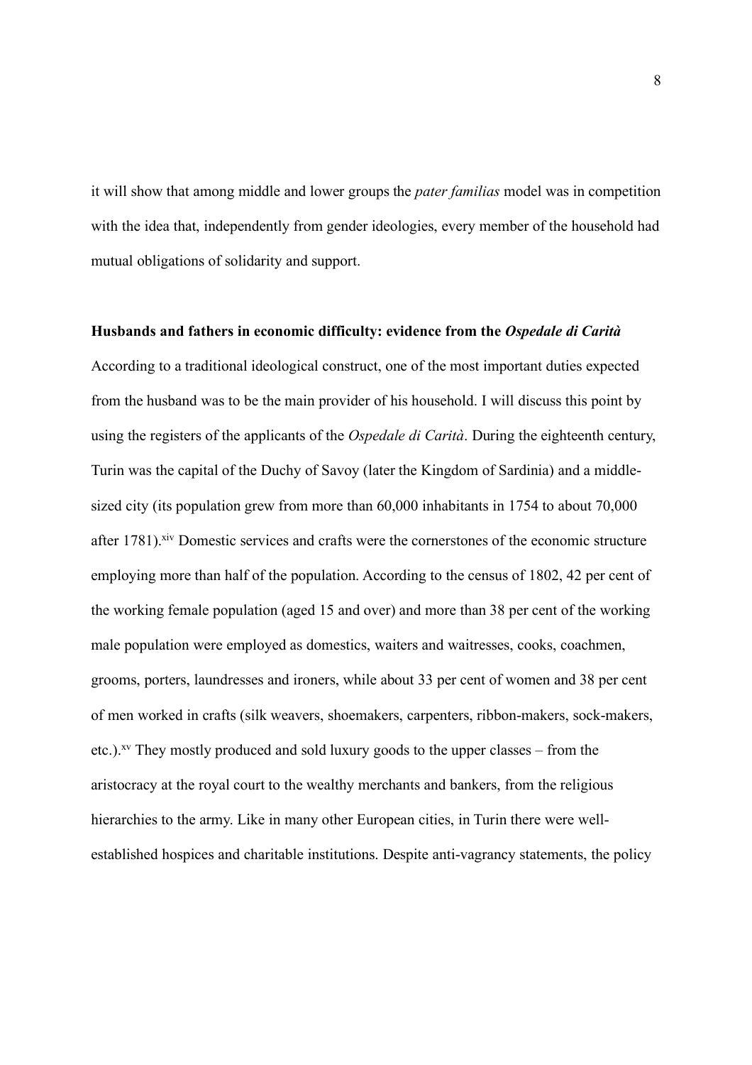it will show that among middle and lower groups the *pater familias* model was in competition with the idea that, independently from gender ideologies, every member of the household had mutual obligations of solidarity and support.

**Husbands and fathers in economic difficulty: evidence from the *Ospedale di Carità***

According to a traditional ideological construct, one of the most important duties expected from the husband was to be the main provider of his household. I will discuss this point by using the registers of the applicants of the *Ospedale di Carità*. During the eighteenth century, Turin was the capital of the Duchy of Savoy (later the Kingdom of Sardinia) and a middle-sized city (its population grew from more than 60,000 inhabitants in 1754 to about 70,000 after 1781).[xiv] Domestic services and crafts were the cornerstones of the economic structure employing more than half of the population. According to the census of 1802, 42 per cent of the working female population (aged 15 and over) and more than 38 per cent of the working male population were employed as domestics, waiters and waitresses, cooks, coachmen, grooms, porters, laundresses and ironers, while about 33 per cent of women and 38 per cent of men worked in crafts (silk weavers, shoemakers, carpenters, ribbon-makers, sock-makers, etc.).[xv] They mostly produced and sold luxury goods to the upper classes – from the aristocracy at the royal court to the wealthy merchants and bankers, from the religious hierarchies to the army. Like in many other European cities, in Turin there were well-established hospices and charitable institutions. Despite anti-vagrancy statements, the policy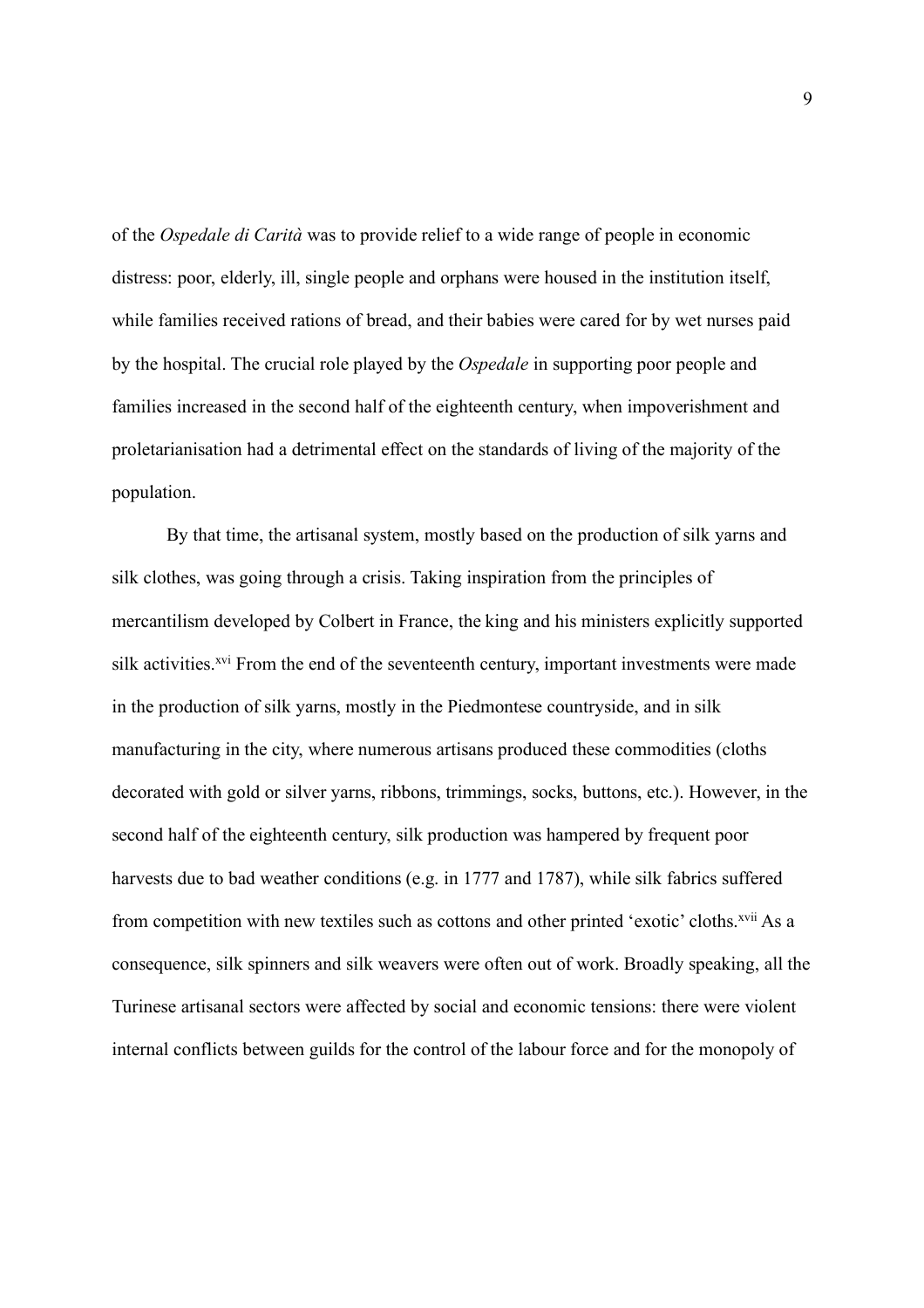of the *Ospedale di Carità* was to provide relief to a wide range of people in economic distress: poor, elderly, ill, single people and orphans were housed in the institution itself, while families received rations of bread, and their babies were cared for by wet nurses paid by the hospital. The crucial role played by the *Ospedale* in supporting poor people and families increased in the second half of the eighteenth century, when impoverishment and proletarianisation had a detrimental effect on the standards of living of the majority of the population.

By that time, the artisanal system, mostly based on the production of silk yarns and silk clothes, was going through a crisis. Taking inspiration from the principles of mercantilism developed by Colbert in France, the king and his ministers explicitly supported silk activities.[xvi] From the end of the seventeenth century, important investments were made in the production of silk yarns, mostly in the Piedmontese countryside, and in silk manufacturing in the city, where numerous artisans produced these commodities (cloths decorated with gold or silver yarns, ribbons, trimmings, socks, buttons, etc.). However, in the second half of the eighteenth century, silk production was hampered by frequent poor harvests due to bad weather conditions (e.g. in 1777 and 1787), while silk fabrics suffered from competition with new textiles such as cottons and other printed 'exotic' cloths.[xvii] As a consequence, silk spinners and silk weavers were often out of work. Broadly speaking, all the Turinese artisanal sectors were affected by social and economic tensions: there were violent internal conflicts between guilds for the control of the labour force and for the monopoly of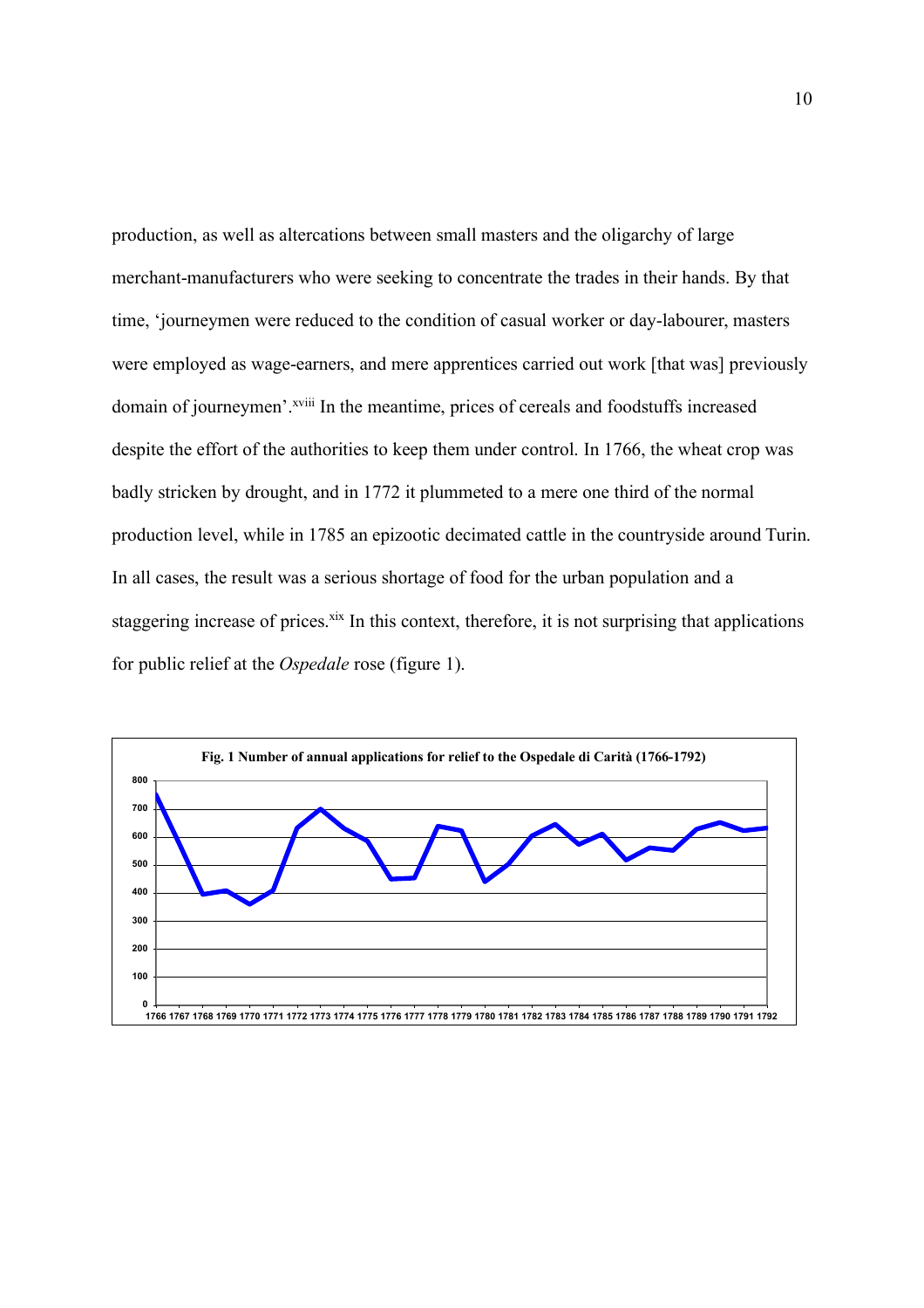production, as well as altercations between small masters and the oligarchy of large merchant-manufacturers who were seeking to concentrate the trades in their hands. By that time, 'journeymen were reduced to the condition of casual worker or day-labourer, masters were employed as wage-earners, and mere apprentices carried out work [that was] previously domain of journeymen'.[xviii] In the meantime, prices of cereals and foodstuffs increased despite the effort of the authorities to keep them under control. In 1766, the wheat crop was badly stricken by drought, and in 1772 it plummeted to a mere one third of the normal production level, while in 1785 an epizootic decimated cattle in the countryside around Turin. In all cases, the result was a serious shortage of food for the urban population and a staggering increase of prices.[xix] In this context, therefore, it is not surprising that applications for public relief at the *Ospedale* rose (figure 1).

**Fig. 1 Number of annual applications for relief to the Ospedale di Carità (1766-1792)**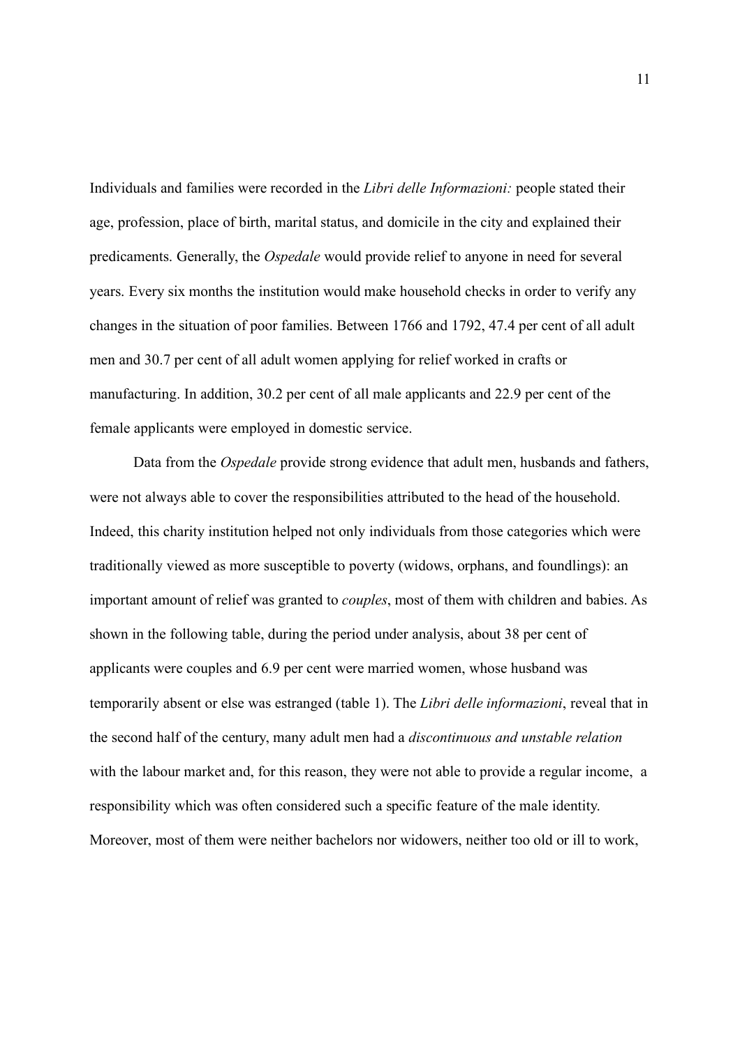Individuals and families were recorded in the *Libri delle Informazioni:* people stated their age, profession, place of birth, marital status, and domicile in the city and explained their predicaments. Generally, the *Ospedale* would provide relief to anyone in need for several years. Every six months the institution would make household checks in order to verify any changes in the situation of poor families. Between 1766 and 1792, 47.4 per cent of all adult men and 30.7 per cent of all adult women applying for relief worked in crafts or manufacturing. In addition, 30.2 per cent of all male applicants and 22.9 per cent of the female applicants were employed in domestic service.

Data from the *Ospedale* provide strong evidence that adult men, husbands and fathers, were not always able to cover the responsibilities attributed to the head of the household. Indeed, this charity institution helped not only individuals from those categories which were traditionally viewed as more susceptible to poverty (widows, orphans, and foundlings): an important amount of relief was granted to *couples*, most of them with children and babies. As shown in the following table, during the period under analysis, about 38 per cent of applicants were couples and 6.9 per cent were married women, whose husband was temporarily absent or else was estranged (table 1). The *Libri delle informazioni*, reveal that in the second half of the century, many adult men had a *discontinuous and unstable relation* with the labour market and, for this reason, they were not able to provide a regular income, a responsibility which was often considered such a specific feature of the male identity. Moreover, most of them were neither bachelors nor widowers, neither too old or ill to work,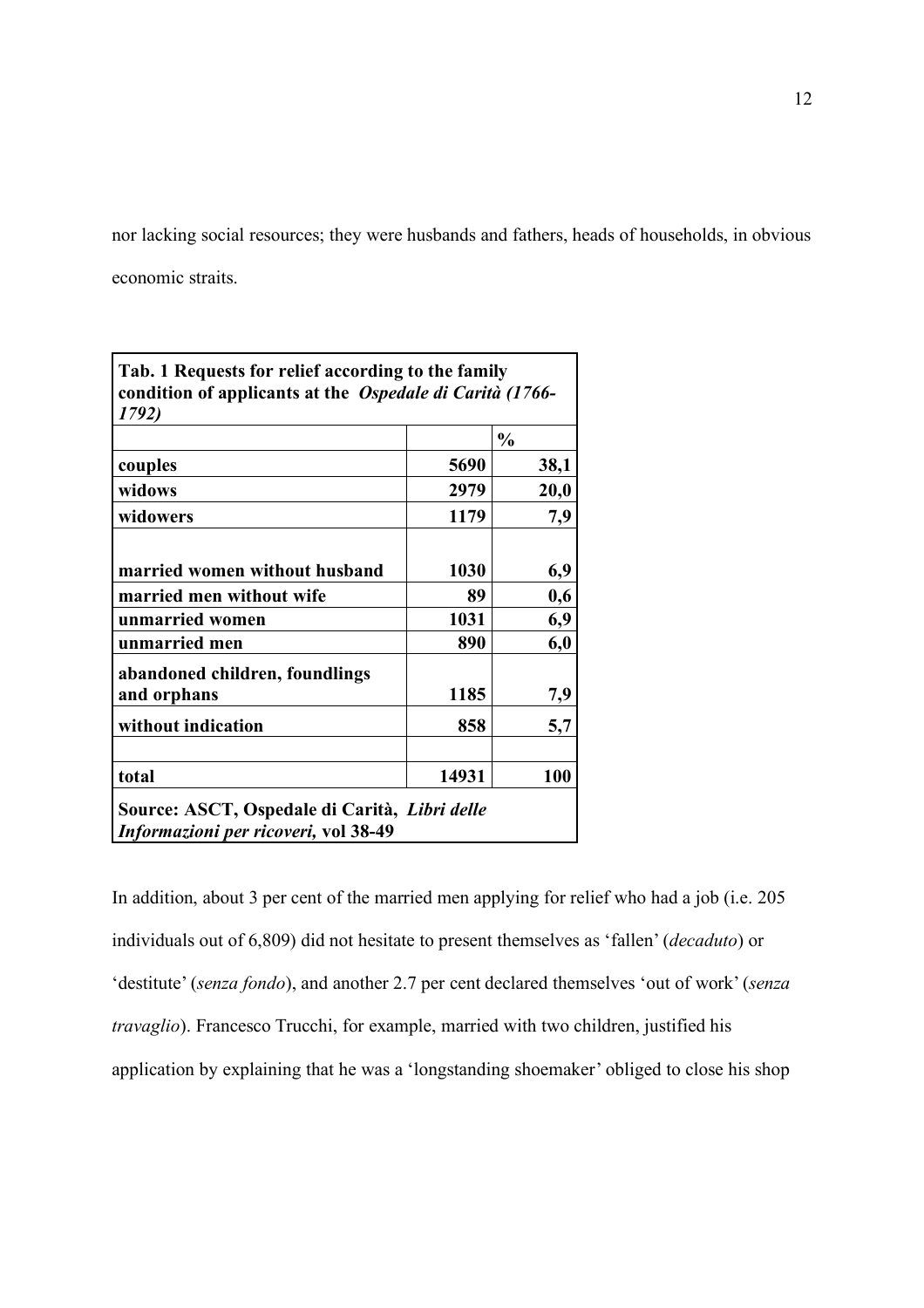nor lacking social resources; they were husbands and fathers, heads of households, in obvious economic straits.

**Tab. 1 Requests for relief according to the family condition of applicants at the *Ospedale di Carità (1766-1792)***

| | | % |
|---|---|---|
| **couples** | **5690** | **38,1** |
| **widows** | **2979** | **20,0** |
| **widowers** | **1179** | **7,9** |
| **married women without husband** | **1030** | **6,9** |
| **married men without wife** | **89** | **0,6** |
| **unmarried women** | **1031** | **6,9** |
| **unmarried men** | **890** | **6,0** |
| **abandoned children, foundlings and orphans** | **1185** | **7,9** |
| **without indication** | **858** | **5,7** |
| | | |
| **total** | **14931** | **100** |

**Source: ASCT, Ospedale di Carità, *Libri delle Informazioni per ricoveri,* vol 38-49**

In addition, about 3 per cent of the married men applying for relief who had a job (i.e. 205 individuals out of 6,809) did not hesitate to present themselves as 'fallen' (*decaduto*) or 'destitute' (*senza fondo*), and another 2.7 per cent declared themselves 'out of work' (*senza travaglio*). Francesco Trucchi, for example, married with two children, justified his application by explaining that he was a 'longstanding shoemaker' obliged to close his shop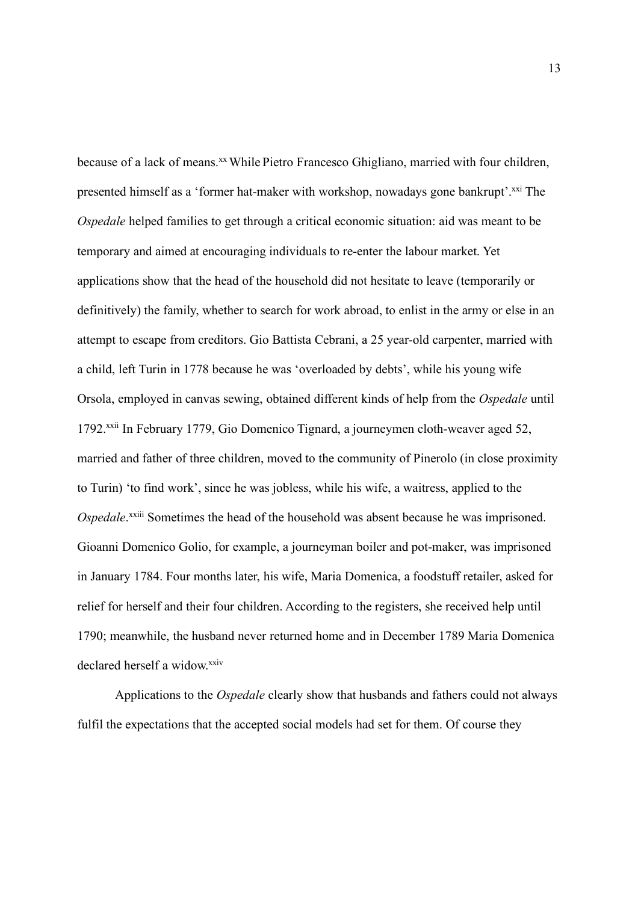because of a lack of means.[xx] While Pietro Francesco Ghigliano, married with four children, presented himself as a 'former hat-maker with workshop, nowadays gone bankrupt'.[xxi] The *Ospedale* helped families to get through a critical economic situation: aid was meant to be temporary and aimed at encouraging individuals to re-enter the labour market. Yet applications show that the head of the household did not hesitate to leave (temporarily or definitively) the family, whether to search for work abroad, to enlist in the army or else in an attempt to escape from creditors. Gio Battista Cebrani, a 25 year-old carpenter, married with a child, left Turin in 1778 because he was 'overloaded by debts', while his young wife Orsola, employed in canvas sewing, obtained different kinds of help from the *Ospedale* until 1792.[xxii] In February 1779, Gio Domenico Tignard, a journeymen cloth-weaver aged 52, married and father of three children, moved to the community of Pinerolo (in close proximity to Turin) 'to find work', since he was jobless, while his wife, a waitress, applied to the *Ospedale*.[xxiii] Sometimes the head of the household was absent because he was imprisoned. Gioanni Domenico Golio, for example, a journeyman boiler and pot-maker, was imprisoned in January 1784. Four months later, his wife, Maria Domenica, a foodstuff retailer, asked for relief for herself and their four children. According to the registers, she received help until 1790; meanwhile, the husband never returned home and in December 1789 Maria Domenica declared herself a widow.[xxiv]

Applications to the *Ospedale* clearly show that husbands and fathers could not always fulfil the expectations that the accepted social models had set for them. Of course they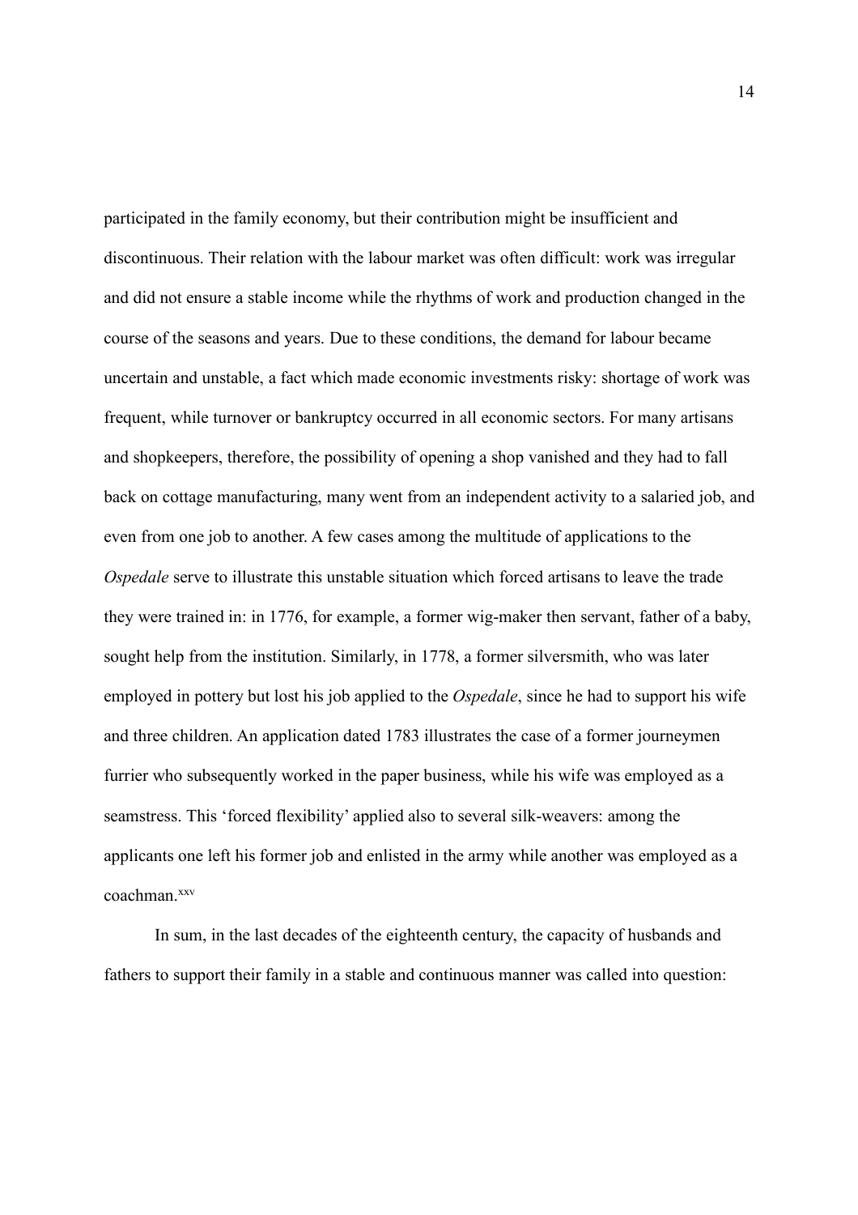participated in the family economy, but their contribution might be insufficient and discontinuous. Their relation with the labour market was often difficult: work was irregular and did not ensure a stable income while the rhythms of work and production changed in the course of the seasons and years. Due to these conditions, the demand for labour became uncertain and unstable, a fact which made economic investments risky: shortage of work was frequent, while turnover or bankruptcy occurred in all economic sectors. For many artisans and shopkeepers, therefore, the possibility of opening a shop vanished and they had to fall back on cottage manufacturing, many went from an independent activity to a salaried job, and even from one job to another. A few cases among the multitude of applications to the *Ospedale* serve to illustrate this unstable situation which forced artisans to leave the trade they were trained in: in 1776, for example, a former wig-maker then servant, father of a baby, sought help from the institution. Similarly, in 1778, a former silversmith, who was later employed in pottery but lost his job applied to the *Ospedale*, since he had to support his wife and three children. An application dated 1783 illustrates the case of a former journeymen furrier who subsequently worked in the paper business, while his wife was employed as a seamstress. This 'forced flexibility' applied also to several silk-weavers: among the applicants one left his former job and enlisted in the army while another was employed as a coachman.[xxv]

In sum, in the last decades of the eighteenth century, the capacity of husbands and fathers to support their family in a stable and continuous manner was called into question: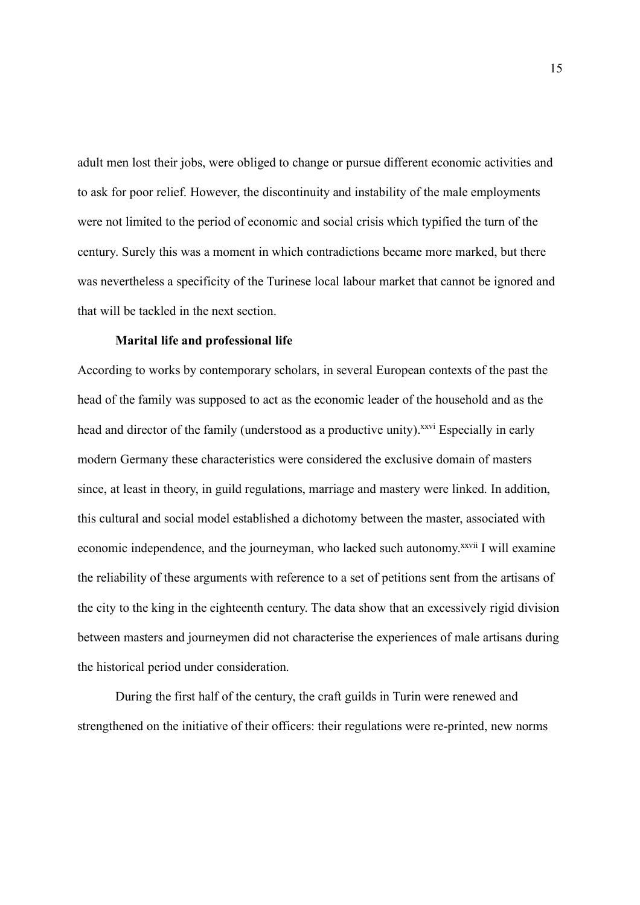adult men lost their jobs, were obliged to change or pursue different economic activities and to ask for poor relief. However, the discontinuity and instability of the male employments were not limited to the period of economic and social crisis which typified the turn of the century. Surely this was a moment in which contradictions became more marked, but there was nevertheless a specificity of the Turinese local labour market that cannot be ignored and that will be tackled in the next section.

### Marital life and professional life

According to works by contemporary scholars, in several European contexts of the past the head of the family was supposed to act as the economic leader of the household and as the head and director of the family (understood as a productive unity).[xxvi] Especially in early modern Germany these characteristics were considered the exclusive domain of masters since, at least in theory, in guild regulations, marriage and mastery were linked. In addition, this cultural and social model established a dichotomy between the master, associated with economic independence, and the journeyman, who lacked such autonomy.[xxvii] I will examine the reliability of these arguments with reference to a set of petitions sent from the artisans of the city to the king in the eighteenth century. The data show that an excessively rigid division between masters and journeymen did not characterise the experiences of male artisans during the historical period under consideration.

During the first half of the century, the craft guilds in Turin were renewed and strengthened on the initiative of their officers: their regulations were re-printed, new norms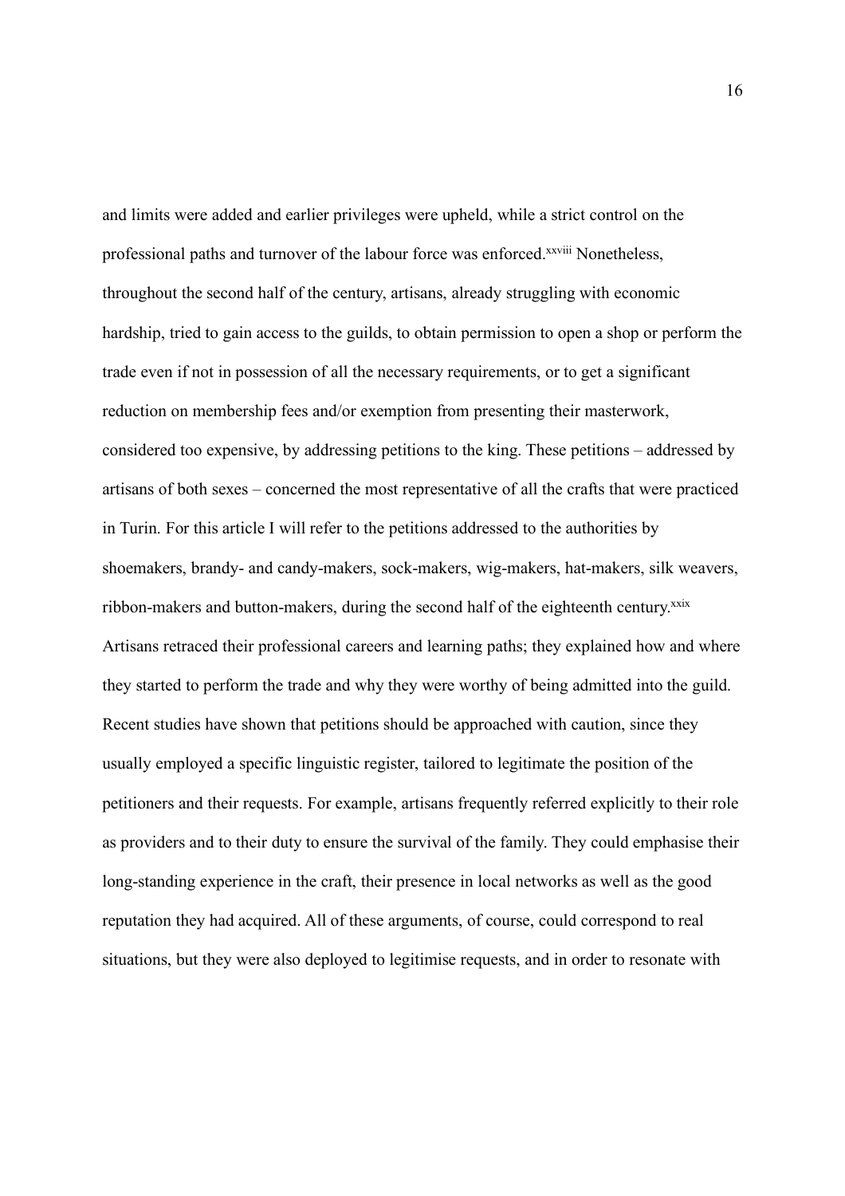and limits were added and earlier privileges were upheld, while a strict control on the professional paths and turnover of the labour force was enforced.[xxviii] Nonetheless, throughout the second half of the century, artisans, already struggling with economic hardship, tried to gain access to the guilds, to obtain permission to open a shop or perform the trade even if not in possession of all the necessary requirements, or to get a significant reduction on membership fees and/or exemption from presenting their masterwork, considered too expensive, by addressing petitions to the king. These petitions – addressed by artisans of both sexes – concerned the most representative of all the crafts that were practiced in Turin. For this article I will refer to the petitions addressed to the authorities by shoemakers, brandy- and candy-makers, sock-makers, wig-makers, hat-makers, silk weavers, ribbon-makers and button-makers, during the second half of the eighteenth century.[xxix] Artisans retraced their professional careers and learning paths; they explained how and where they started to perform the trade and why they were worthy of being admitted into the guild. Recent studies have shown that petitions should be approached with caution, since they usually employed a specific linguistic register, tailored to legitimate the position of the petitioners and their requests. For example, artisans frequently referred explicitly to their role as providers and to their duty to ensure the survival of the family. They could emphasise their long-standing experience in the craft, their presence in local networks as well as the good reputation they had acquired. All of these arguments, of course, could correspond to real situations, but they were also deployed to legitimise requests, and in order to resonate with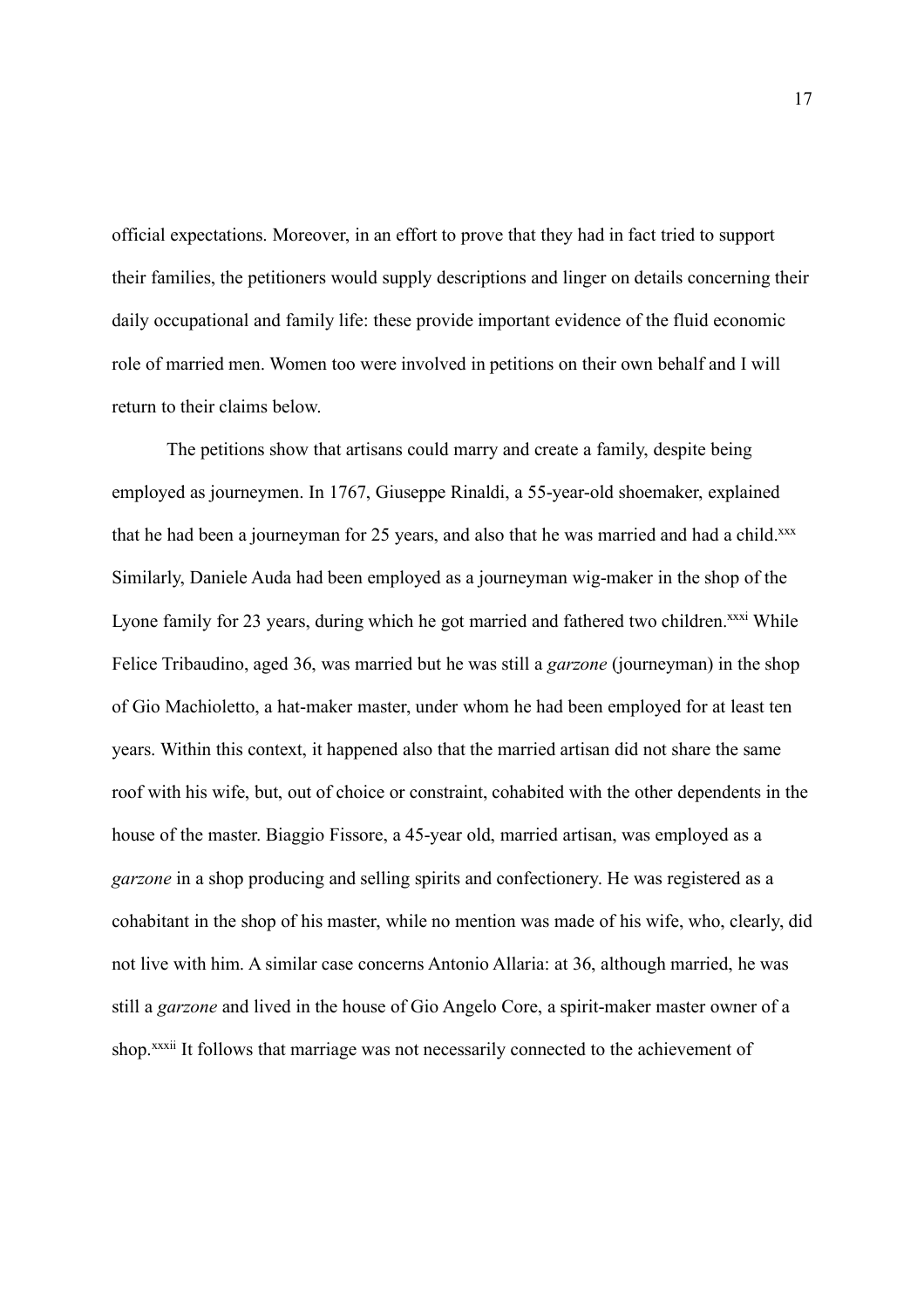official expectations. Moreover, in an effort to prove that they had in fact tried to support their families, the petitioners would supply descriptions and linger on details concerning their daily occupational and family life: these provide important evidence of the fluid economic role of married men. Women too were involved in petitions on their own behalf and I will return to their claims below.

The petitions show that artisans could marry and create a family, despite being employed as journeymen. In 1767, Giuseppe Rinaldi, a 55-year-old shoemaker, explained that he had been a journeyman for 25 years, and also that he was married and had a child.[xxx] Similarly, Daniele Auda had been employed as a journeyman wig-maker in the shop of the Lyone family for 23 years, during which he got married and fathered two children.[xxxi] While Felice Tribaudino, aged 36, was married but he was still a *garzone* (journeyman) in the shop of Gio Machioletto, a hat-maker master, under whom he had been employed for at least ten years. Within this context, it happened also that the married artisan did not share the same roof with his wife, but, out of choice or constraint, cohabited with the other dependents in the house of the master. Biaggio Fissore, a 45-year old, married artisan, was employed as a *garzone* in a shop producing and selling spirits and confectionery. He was registered as a cohabitant in the shop of his master, while no mention was made of his wife, who, clearly, did not live with him. A similar case concerns Antonio Allaria: at 36, although married, he was still a *garzone* and lived in the house of Gio Angelo Core, a spirit-maker master owner of a shop.[xxxii] It follows that marriage was not necessarily connected to the achievement of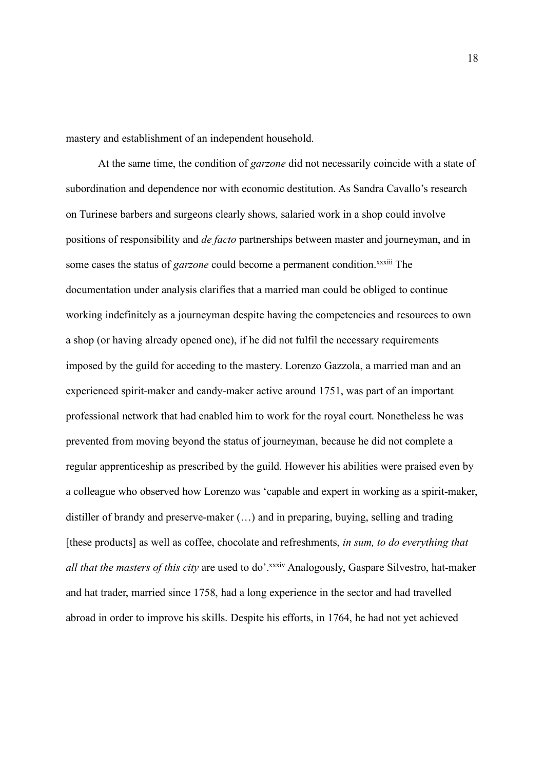mastery and establishment of an independent household.

At the same time, the condition of *garzone* did not necessarily coincide with a state of subordination and dependence nor with economic destitution. As Sandra Cavallo's research on Turinese barbers and surgeons clearly shows, salaried work in a shop could involve positions of responsibility and *de facto* partnerships between master and journeyman, and in some cases the status of *garzone* could become a permanent condition.[xxxiii] The documentation under analysis clarifies that a married man could be obliged to continue working indefinitely as a journeyman despite having the competencies and resources to own a shop (or having already opened one), if he did not fulfil the necessary requirements imposed by the guild for acceding to the mastery. Lorenzo Gazzola, a married man and an experienced spirit-maker and candy-maker active around 1751, was part of an important professional network that had enabled him to work for the royal court. Nonetheless he was prevented from moving beyond the status of journeyman, because he did not complete a regular apprenticeship as prescribed by the guild. However his abilities were praised even by a colleague who observed how Lorenzo was 'capable and expert in working as a spirit-maker, distiller of brandy and preserve-maker (…) and in preparing, buying, selling and trading [these products] as well as coffee, chocolate and refreshments, *in sum, to do everything that all that the masters of this city* are used to do'.[xxxiv] Analogously, Gaspare Silvestro, hat-maker and hat trader, married since 1758, had a long experience in the sector and had travelled abroad in order to improve his skills. Despite his efforts, in 1764, he had not yet achieved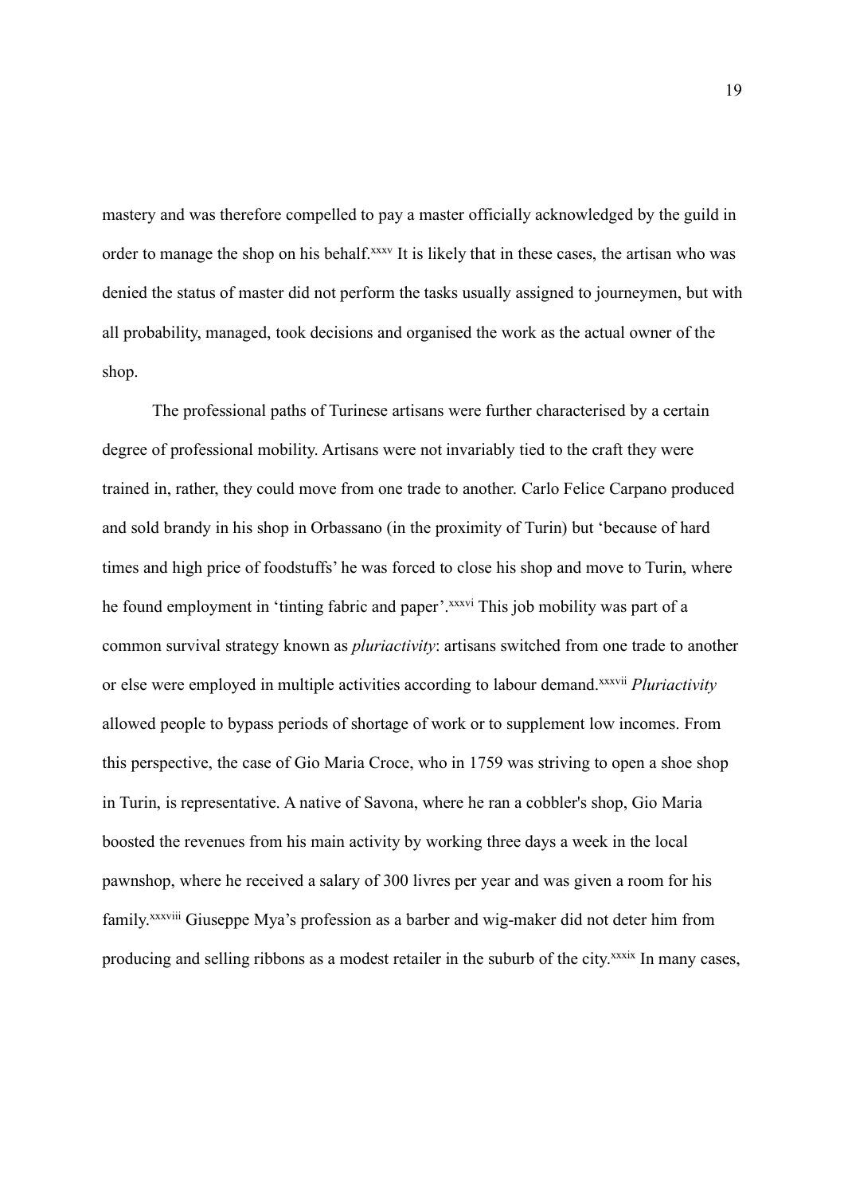mastery and was therefore compelled to pay a master officially acknowledged by the guild in order to manage the shop on his behalf.[xxxv] It is likely that in these cases, the artisan who was denied the status of master did not perform the tasks usually assigned to journeymen, but with all probability, managed, took decisions and organised the work as the actual owner of the shop.

The professional paths of Turinese artisans were further characterised by a certain degree of professional mobility. Artisans were not invariably tied to the craft they were trained in, rather, they could move from one trade to another. Carlo Felice Carpano produced and sold brandy in his shop in Orbassano (in the proximity of Turin) but 'because of hard times and high price of foodstuffs' he was forced to close his shop and move to Turin, where he found employment in 'tinting fabric and paper'.[xxxvi] This job mobility was part of a common survival strategy known as *pluriactivity*: artisans switched from one trade to another or else were employed in multiple activities according to labour demand.[xxxvii] *Pluriactivity* allowed people to bypass periods of shortage of work or to supplement low incomes. From this perspective, the case of Gio Maria Croce, who in 1759 was striving to open a shoe shop in Turin, is representative. A native of Savona, where he ran a cobbler's shop, Gio Maria boosted the revenues from his main activity by working three days a week in the local pawnshop, where he received a salary of 300 livres per year and was given a room for his family.[xxxviii] Giuseppe Mya's profession as a barber and wig-maker did not deter him from producing and selling ribbons as a modest retailer in the suburb of the city.[xxxix] In many cases,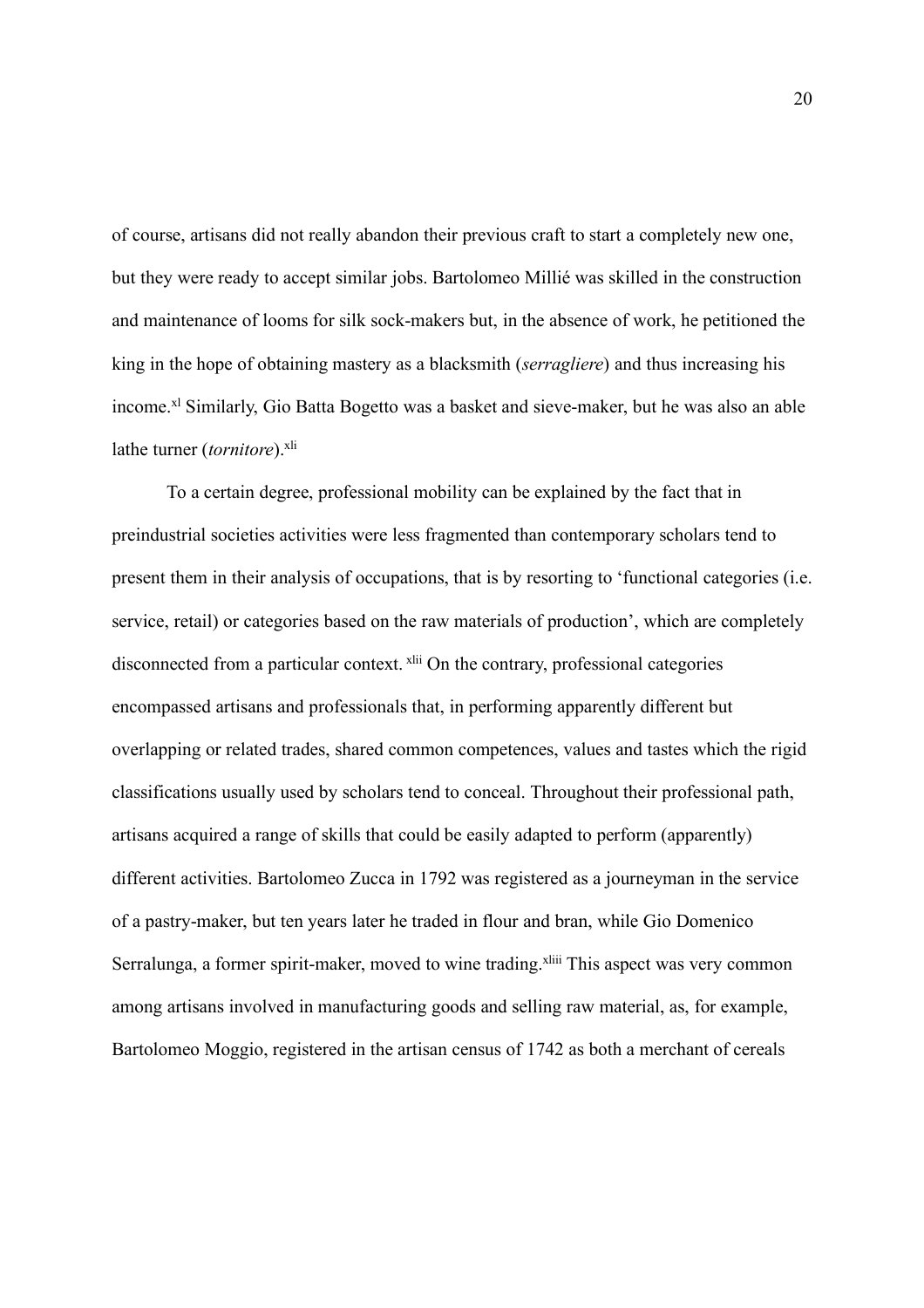of course, artisans did not really abandon their previous craft to start a completely new one, but they were ready to accept similar jobs. Bartolomeo Millié was skilled in the construction and maintenance of looms for silk sock-makers but, in the absence of work, he petitioned the king in the hope of obtaining mastery as a blacksmith (*serragliere*) and thus increasing his income.[xl] Similarly, Gio Batta Bogetto was a basket and sieve-maker, but he was also an able lathe turner (*tornitore*).[xli]

To a certain degree, professional mobility can be explained by the fact that in preindustrial societies activities were less fragmented than contemporary scholars tend to present them in their analysis of occupations, that is by resorting to 'functional categories (i.e. service, retail) or categories based on the raw materials of production', which are completely disconnected from a particular context.[xlii] On the contrary, professional categories encompassed artisans and professionals that, in performing apparently different but overlapping or related trades, shared common competences, values and tastes which the rigid classifications usually used by scholars tend to conceal. Throughout their professional path, artisans acquired a range of skills that could be easily adapted to perform (apparently) different activities. Bartolomeo Zucca in 1792 was registered as a journeyman in the service of a pastry-maker, but ten years later he traded in flour and bran, while Gio Domenico Serralunga, a former spirit-maker, moved to wine trading.[xliii] This aspect was very common among artisans involved in manufacturing goods and selling raw material, as, for example, Bartolomeo Moggio, registered in the artisan census of 1742 as both a merchant of cereals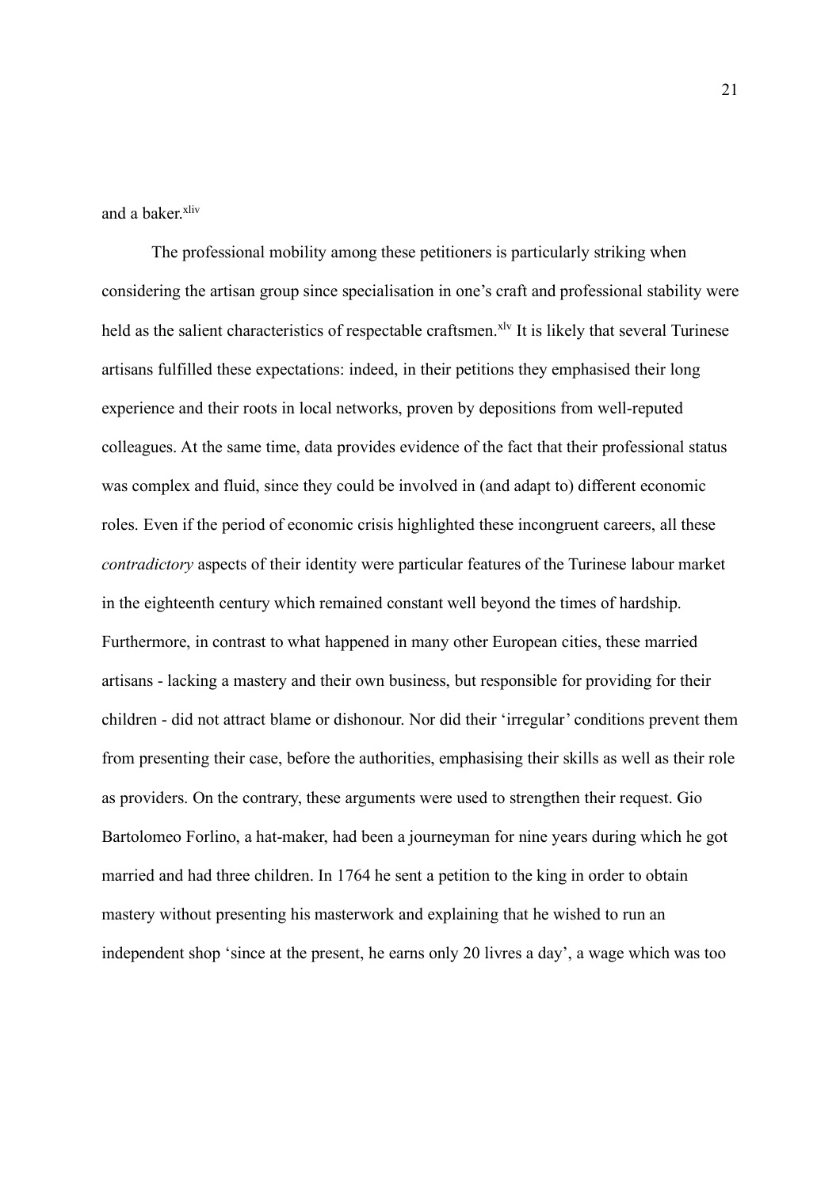and a baker.[xliv]

The professional mobility among these petitioners is particularly striking when considering the artisan group since specialisation in one's craft and professional stability were held as the salient characteristics of respectable craftsmen.[xlv] It is likely that several Turinese artisans fulfilled these expectations: indeed, in their petitions they emphasised their long experience and their roots in local networks, proven by depositions from well-reputed colleagues. At the same time, data provides evidence of the fact that their professional status was complex and fluid, since they could be involved in (and adapt to) different economic roles. Even if the period of economic crisis highlighted these incongruent careers, all these *contradictory* aspects of their identity were particular features of the Turinese labour market in the eighteenth century which remained constant well beyond the times of hardship. Furthermore, in contrast to what happened in many other European cities, these married artisans - lacking a mastery and their own business, but responsible for providing for their children - did not attract blame or dishonour. Nor did their 'irregular' conditions prevent them from presenting their case, before the authorities, emphasising their skills as well as their role as providers. On the contrary, these arguments were used to strengthen their request. Gio Bartolomeo Forlino, a hat-maker, had been a journeyman for nine years during which he got married and had three children. In 1764 he sent a petition to the king in order to obtain mastery without presenting his masterwork and explaining that he wished to run an independent shop 'since at the present, he earns only 20 livres a day', a wage which was too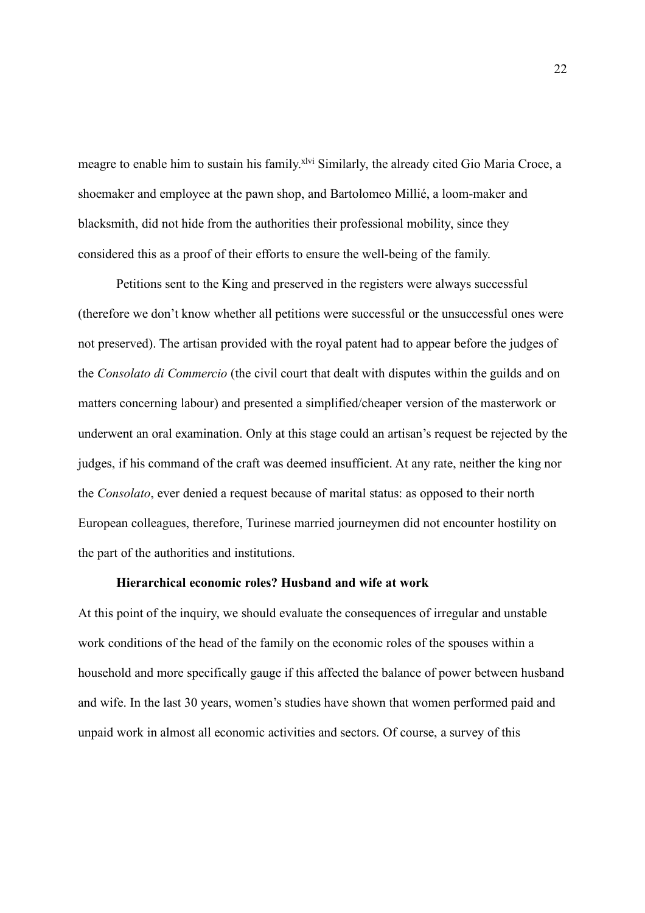meagre to enable him to sustain his family.[xlvi] Similarly, the already cited Gio Maria Croce, a shoemaker and employee at the pawn shop, and Bartolomeo Millié, a loom-maker and blacksmith, did not hide from the authorities their professional mobility, since they considered this as a proof of their efforts to ensure the well-being of the family.

Petitions sent to the King and preserved in the registers were always successful (therefore we don't know whether all petitions were successful or the unsuccessful ones were not preserved). The artisan provided with the royal patent had to appear before the judges of the *Consolato di Commercio* (the civil court that dealt with disputes within the guilds and on matters concerning labour) and presented a simplified/cheaper version of the masterwork or underwent an oral examination. Only at this stage could an artisan's request be rejected by the judges, if his command of the craft was deemed insufficient. At any rate, neither the king nor the *Consolato*, ever denied a request because of marital status: as opposed to their north European colleagues, therefore, Turinese married journeymen did not encounter hostility on the part of the authorities and institutions.

### Hierarchical economic roles? Husband and wife at work

At this point of the inquiry, we should evaluate the consequences of irregular and unstable work conditions of the head of the family on the economic roles of the spouses within a household and more specifically gauge if this affected the balance of power between husband and wife. In the last 30 years, women's studies have shown that women performed paid and unpaid work in almost all economic activities and sectors. Of course, a survey of this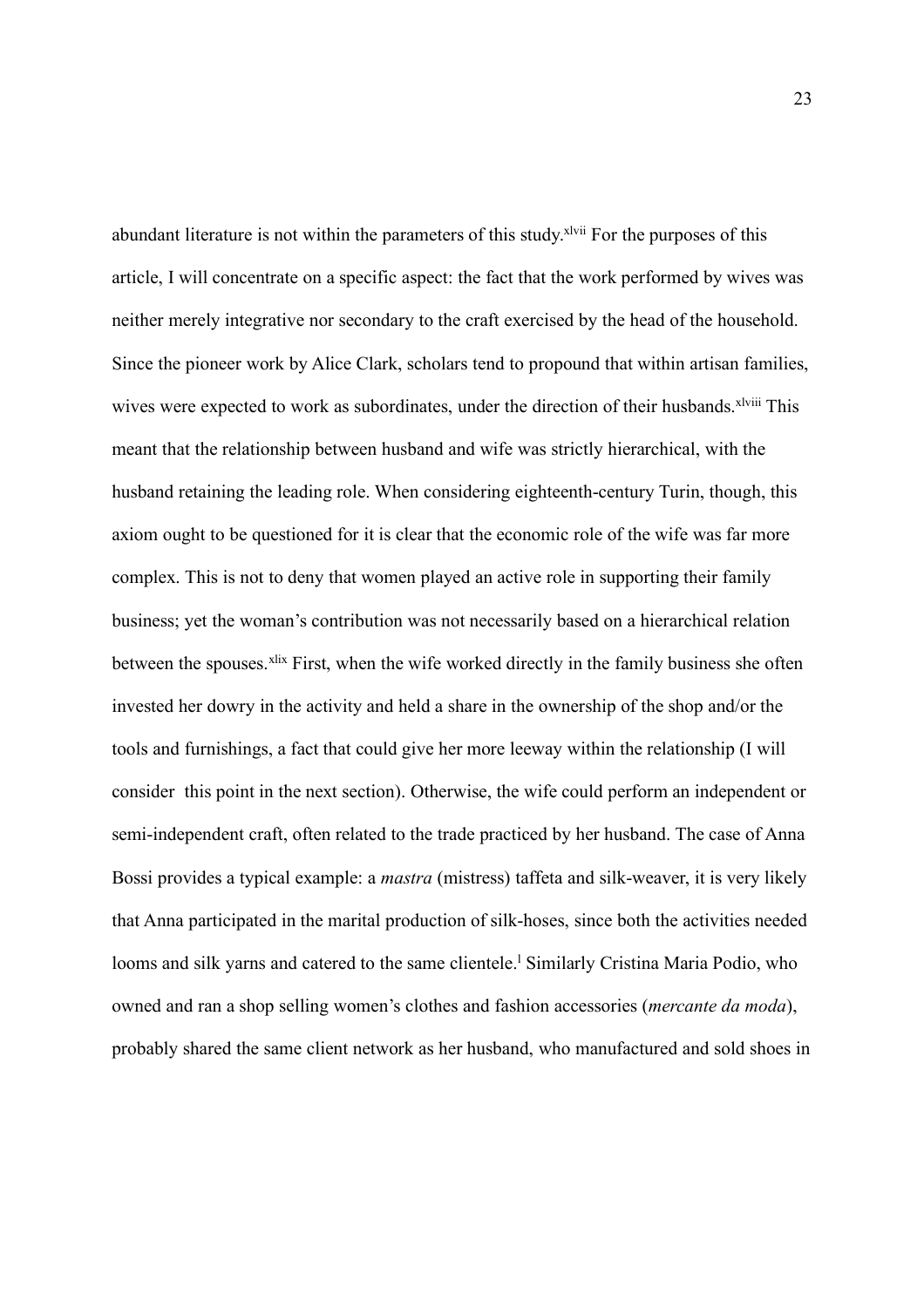abundant literature is not within the parameters of this study.[xlvii] For the purposes of this article, I will concentrate on a specific aspect: the fact that the work performed by wives was neither merely integrative nor secondary to the craft exercised by the head of the household. Since the pioneer work by Alice Clark, scholars tend to propound that within artisan families, wives were expected to work as subordinates, under the direction of their husbands.[xlviii] This meant that the relationship between husband and wife was strictly hierarchical, with the husband retaining the leading role. When considering eighteenth-century Turin, though, this axiom ought to be questioned for it is clear that the economic role of the wife was far more complex. This is not to deny that women played an active role in supporting their family business; yet the woman's contribution was not necessarily based on a hierarchical relation between the spouses.[xlix] First, when the wife worked directly in the family business she often invested her dowry in the activity and held a share in the ownership of the shop and/or the tools and furnishings, a fact that could give her more leeway within the relationship (I will consider this point in the next section). Otherwise, the wife could perform an independent or semi-independent craft, often related to the trade practiced by her husband. The case of Anna Bossi provides a typical example: a *mastra* (mistress) taffeta and silk-weaver, it is very likely that Anna participated in the marital production of silk-hoses, since both the activities needed looms and silk yarns and catered to the same clientele.[l] Similarly Cristina Maria Podio, who owned and ran a shop selling women's clothes and fashion accessories (*mercante da moda*), probably shared the same client network as her husband, who manufactured and sold shoes in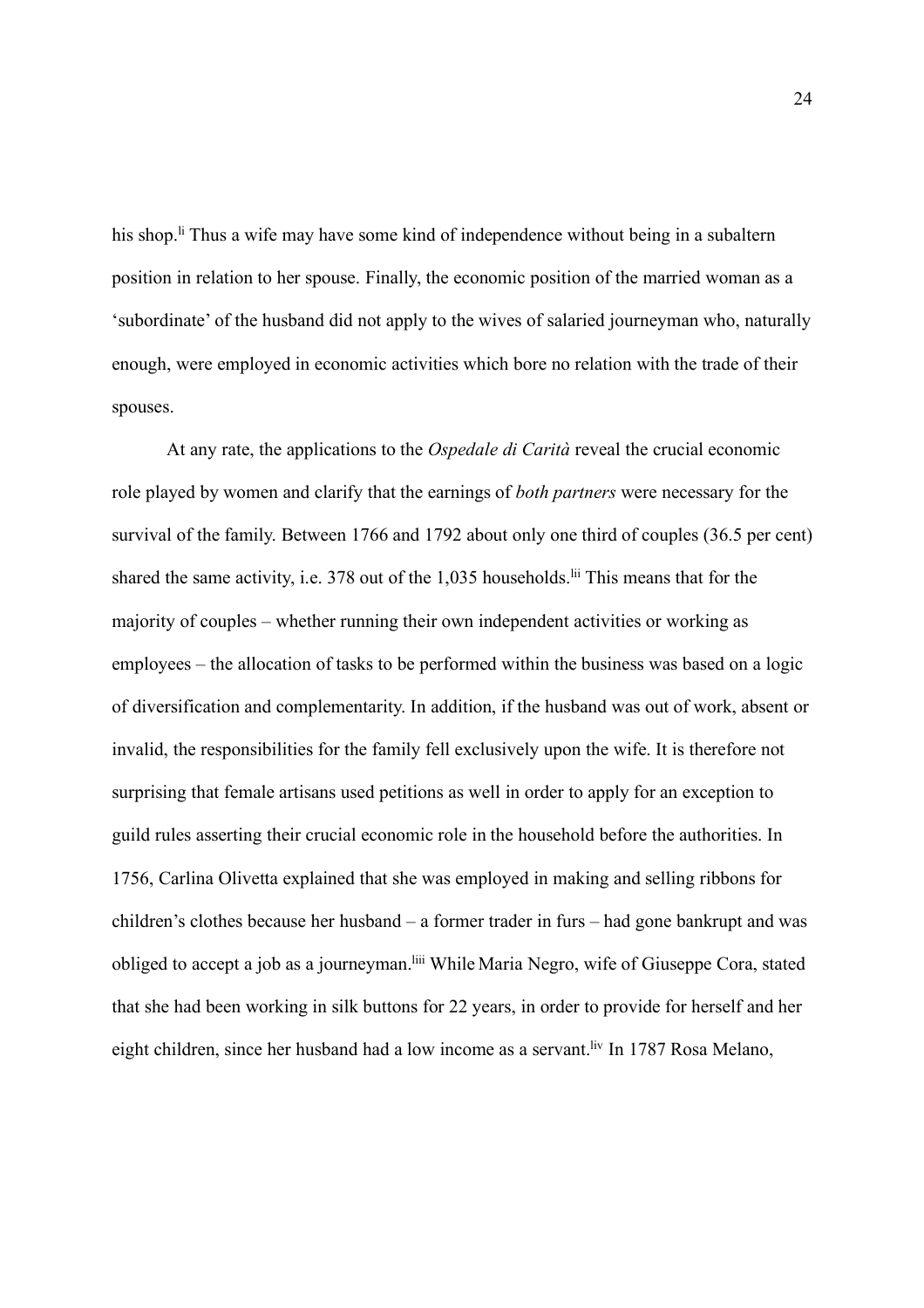his shop.[li] Thus a wife may have some kind of independence without being in a subaltern position in relation to her spouse. Finally, the economic position of the married woman as a 'subordinate' of the husband did not apply to the wives of salaried journeyman who, naturally enough, were employed in economic activities which bore no relation with the trade of their spouses.

At any rate, the applications to the *Ospedale di Carità* reveal the crucial economic role played by women and clarify that the earnings of *both partners* were necessary for the survival of the family. Between 1766 and 1792 about only one third of couples (36.5 per cent) shared the same activity, i.e. 378 out of the 1,035 households.[lii] This means that for the majority of couples – whether running their own independent activities or working as employees – the allocation of tasks to be performed within the business was based on a logic of diversification and complementarity. In addition, if the husband was out of work, absent or invalid, the responsibilities for the family fell exclusively upon the wife. It is therefore not surprising that female artisans used petitions as well in order to apply for an exception to guild rules asserting their crucial economic role in the household before the authorities. In 1756, Carlina Olivetta explained that she was employed in making and selling ribbons for children's clothes because her husband – a former trader in furs – had gone bankrupt and was obliged to accept a job as a journeyman.[liii] While Maria Negro, wife of Giuseppe Cora, stated that she had been working in silk buttons for 22 years, in order to provide for herself and her eight children, since her husband had a low income as a servant.[liv] In 1787 Rosa Melano,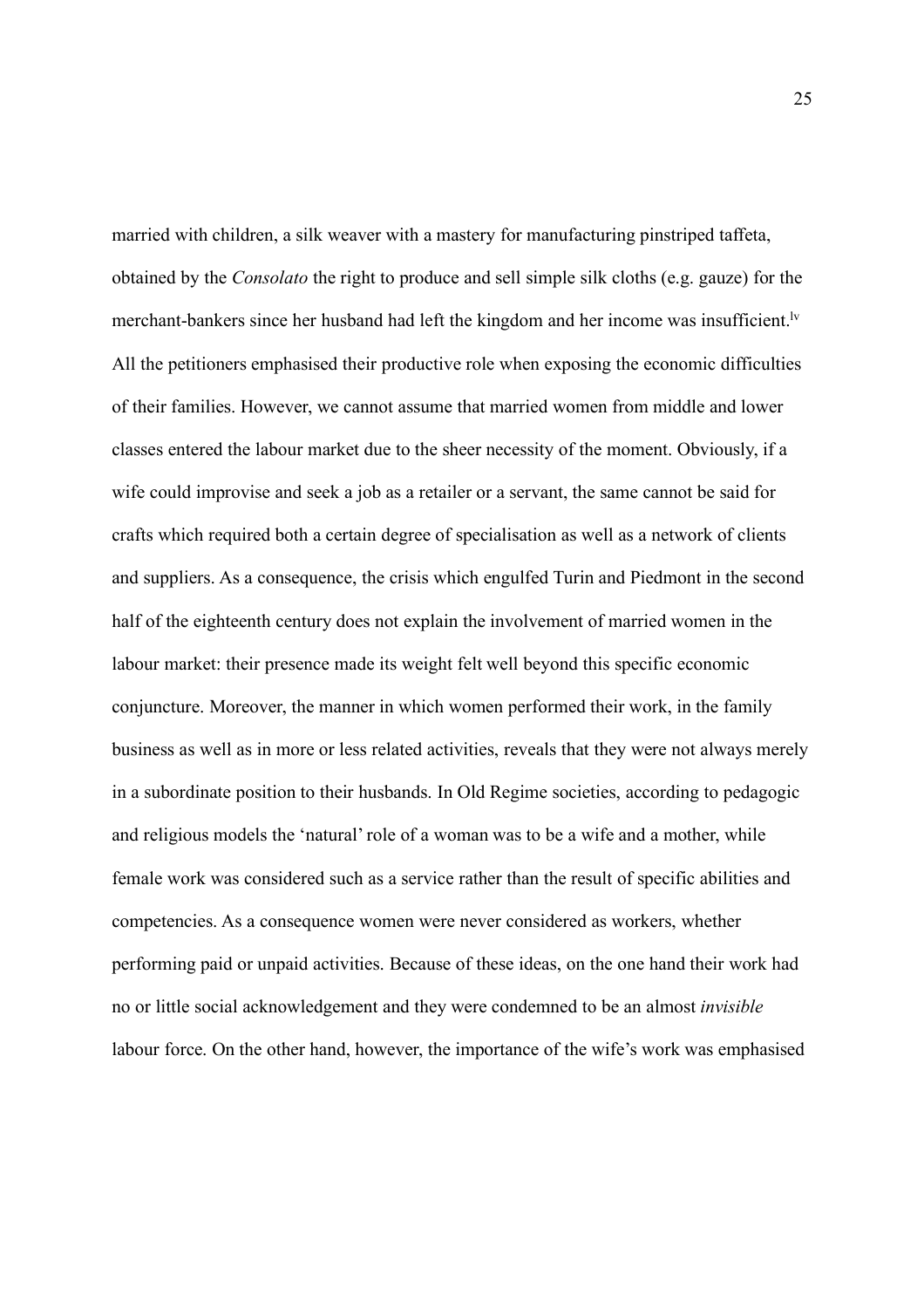married with children, a silk weaver with a mastery for manufacturing pinstriped taffeta, obtained by the *Consolato* the right to produce and sell simple silk cloths (e.g. gauze) for the merchant-bankers since her husband had left the kingdom and her income was insufficient.[lv] All the petitioners emphasised their productive role when exposing the economic difficulties of their families. However, we cannot assume that married women from middle and lower classes entered the labour market due to the sheer necessity of the moment. Obviously, if a wife could improvise and seek a job as a retailer or a servant, the same cannot be said for crafts which required both a certain degree of specialisation as well as a network of clients and suppliers. As a consequence, the crisis which engulfed Turin and Piedmont in the second half of the eighteenth century does not explain the involvement of married women in the labour market: their presence made its weight felt well beyond this specific economic conjuncture. Moreover, the manner in which women performed their work, in the family business as well as in more or less related activities, reveals that they were not always merely in a subordinate position to their husbands. In Old Regime societies, according to pedagogic and religious models the 'natural' role of a woman was to be a wife and a mother, while female work was considered such as a service rather than the result of specific abilities and competencies. As a consequence women were never considered as workers, whether performing paid or unpaid activities. Because of these ideas, on the one hand their work had no or little social acknowledgement and they were condemned to be an almost *invisible* labour force. On the other hand, however, the importance of the wife's work was emphasised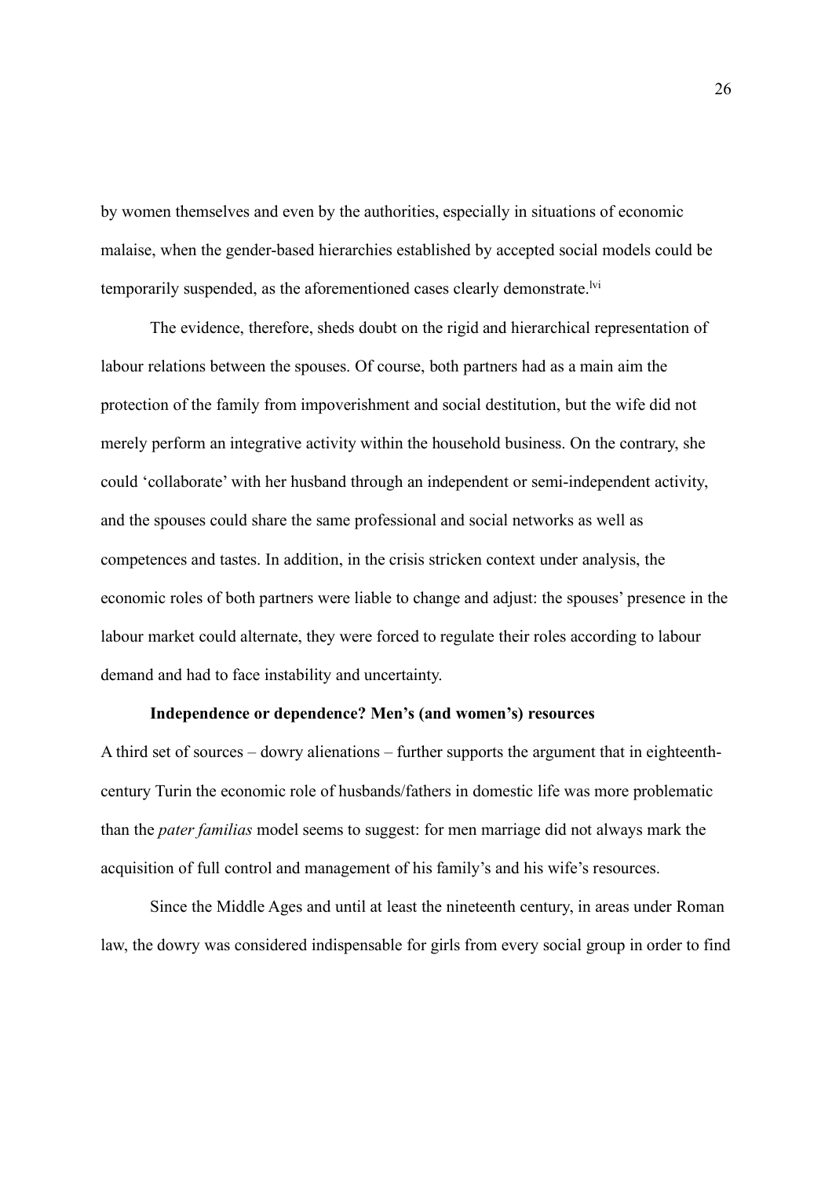by women themselves and even by the authorities, especially in situations of economic malaise, when the gender-based hierarchies established by accepted social models could be temporarily suspended, as the aforementioned cases clearly demonstrate.[lvi]

The evidence, therefore, sheds doubt on the rigid and hierarchical representation of labour relations between the spouses. Of course, both partners had as a main aim the protection of the family from impoverishment and social destitution, but the wife did not merely perform an integrative activity within the household business. On the contrary, she could 'collaborate' with her husband through an independent or semi-independent activity, and the spouses could share the same professional and social networks as well as competences and tastes. In addition, in the crisis stricken context under analysis, the economic roles of both partners were liable to change and adjust: the spouses' presence in the labour market could alternate, they were forced to regulate their roles according to labour demand and had to face instability and uncertainty.

### Independence or dependence? Men's (and women's) resources

A third set of sources – dowry alienations – further supports the argument that in eighteenth-century Turin the economic role of husbands/fathers in domestic life was more problematic than the *pater familias* model seems to suggest: for men marriage did not always mark the acquisition of full control and management of his family's and his wife's resources.

Since the Middle Ages and until at least the nineteenth century, in areas under Roman law, the dowry was considered indispensable for girls from every social group in order to find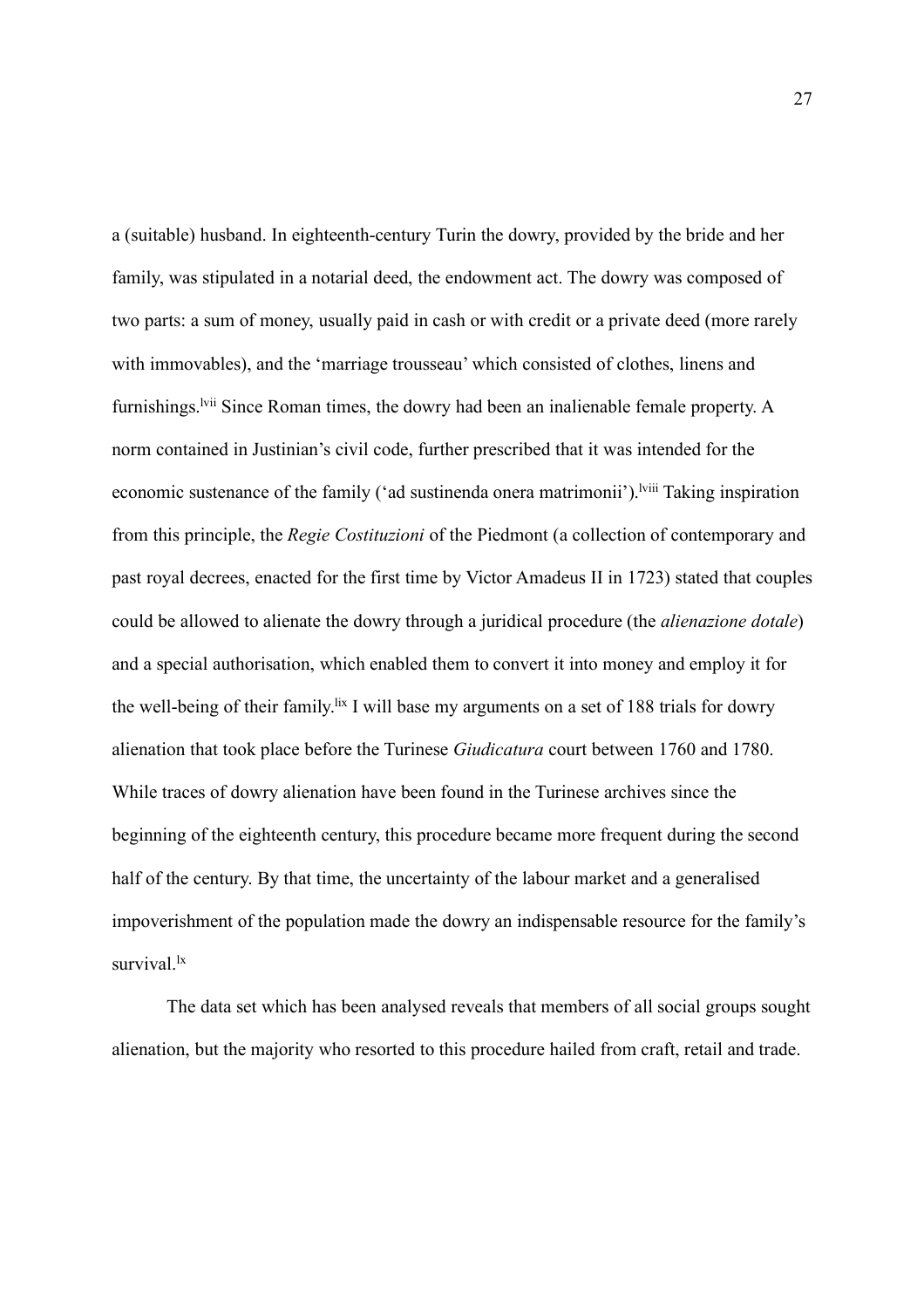a (suitable) husband. In eighteenth-century Turin the dowry, provided by the bride and her family, was stipulated in a notarial deed, the endowment act. The dowry was composed of two parts: a sum of money, usually paid in cash or with credit or a private deed (more rarely with immovables), and the 'marriage trousseau' which consisted of clothes, linens and furnishings.[lvii] Since Roman times, the dowry had been an inalienable female property. A norm contained in Justinian's civil code, further prescribed that it was intended for the economic sustenance of the family ('ad sustinenda onera matrimonii').[lviii] Taking inspiration from this principle, the *Regie Costituzioni* of the Piedmont (a collection of contemporary and past royal decrees, enacted for the first time by Victor Amadeus II in 1723) stated that couples could be allowed to alienate the dowry through a juridical procedure (the *alienazione dotale*) and a special authorisation, which enabled them to convert it into money and employ it for the well-being of their family.[lix] I will base my arguments on a set of 188 trials for dowry alienation that took place before the Turinese *Giudicatura* court between 1760 and 1780. While traces of dowry alienation have been found in the Turinese archives since the beginning of the eighteenth century, this procedure became more frequent during the second half of the century. By that time, the uncertainty of the labour market and a generalised impoverishment of the population made the dowry an indispensable resource for the family's survival.[lx]

The data set which has been analysed reveals that members of all social groups sought alienation, but the majority who resorted to this procedure hailed from craft, retail and trade.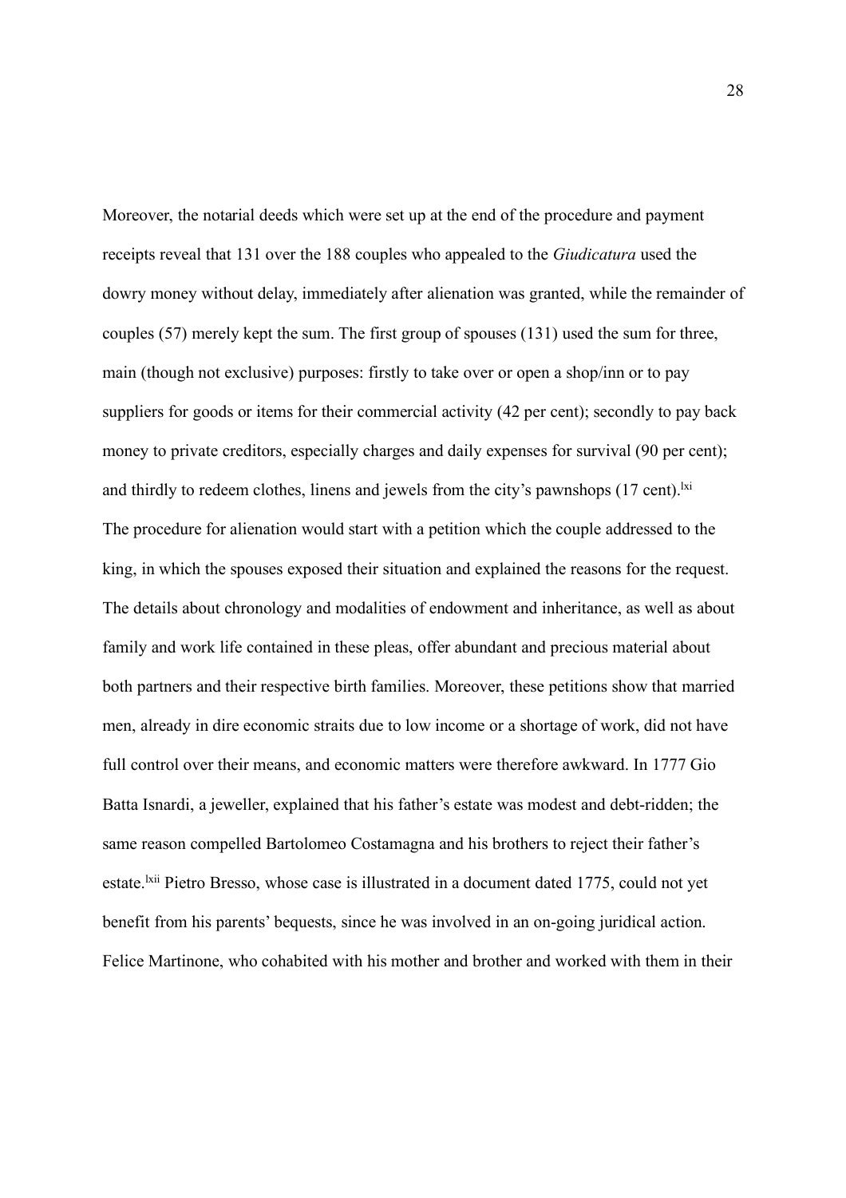Moreover, the notarial deeds which were set up at the end of the procedure and payment receipts reveal that 131 over the 188 couples who appealed to the *Giudicatura* used the dowry money without delay, immediately after alienation was granted, while the remainder of couples (57) merely kept the sum. The first group of spouses (131) used the sum for three, main (though not exclusive) purposes: firstly to take over or open a shop/inn or to pay suppliers for goods or items for their commercial activity (42 per cent); secondly to pay back money to private creditors, especially charges and daily expenses for survival (90 per cent); and thirdly to redeem clothes, linens and jewels from the city's pawnshops (17 cent).[lxi]

The procedure for alienation would start with a petition which the couple addressed to the king, in which the spouses exposed their situation and explained the reasons for the request. The details about chronology and modalities of endowment and inheritance, as well as about family and work life contained in these pleas, offer abundant and precious material about both partners and their respective birth families. Moreover, these petitions show that married men, already in dire economic straits due to low income or a shortage of work, did not have full control over their means, and economic matters were therefore awkward. In 1777 Gio Batta Isnardi, a jeweller, explained that his father's estate was modest and debt-ridden; the same reason compelled Bartolomeo Costamagna and his brothers to reject their father's estate.[lxii] Pietro Bresso, whose case is illustrated in a document dated 1775, could not yet benefit from his parents' bequests, since he was involved in an on-going juridical action. Felice Martinone, who cohabited with his mother and brother and worked with them in their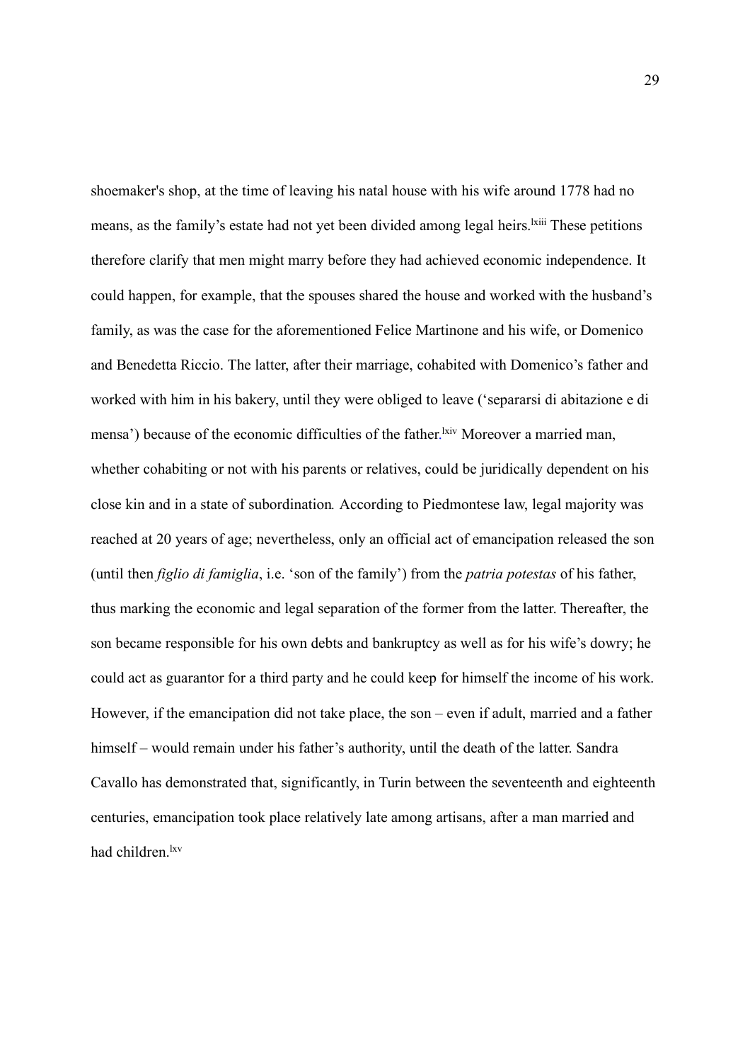shoemaker's shop, at the time of leaving his natal house with his wife around 1778 had no means, as the family's estate had not yet been divided among legal heirs.[lxiii] These petitions therefore clarify that men might marry before they had achieved economic independence. It could happen, for example, that the spouses shared the house and worked with the husband's family, as was the case for the aforementioned Felice Martinone and his wife, or Domenico and Benedetta Riccio. The latter, after their marriage, cohabited with Domenico's father and worked with him in his bakery, until they were obliged to leave ('separarsi di abitazione e di mensa') because of the economic difficulties of the father.[lxiv] Moreover a married man, whether cohabiting or not with his parents or relatives, could be juridically dependent on his close kin and in a state of subordination. According to Piedmontese law, legal majority was reached at 20 years of age; nevertheless, only an official act of emancipation released the son (until then *figlio di famiglia*, i.e. 'son of the family') from the *patria potestas* of his father, thus marking the economic and legal separation of the former from the latter. Thereafter, the son became responsible for his own debts and bankruptcy as well as for his wife's dowry; he could act as guarantor for a third party and he could keep for himself the income of his work. However, if the emancipation did not take place, the son – even if adult, married and a father himself – would remain under his father's authority, until the death of the latter. Sandra Cavallo has demonstrated that, significantly, in Turin between the seventeenth and eighteenth centuries, emancipation took place relatively late among artisans, after a man married and had children.[lxv]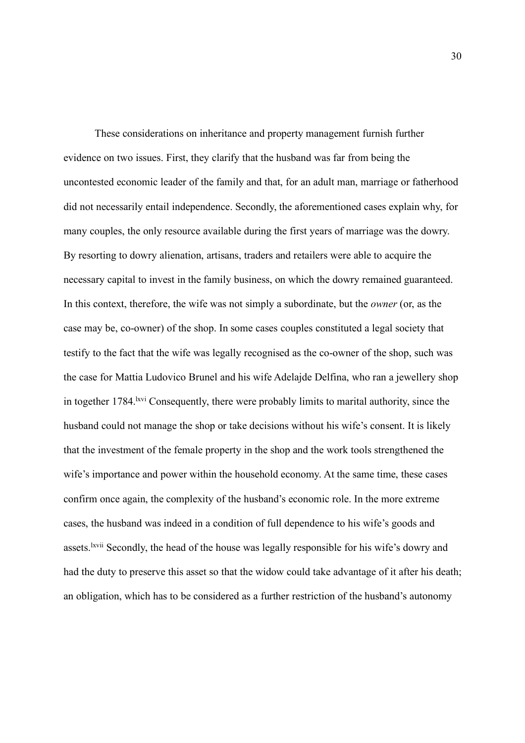These considerations on inheritance and property management furnish further evidence on two issues. First, they clarify that the husband was far from being the uncontested economic leader of the family and that, for an adult man, marriage or fatherhood did not necessarily entail independence. Secondly, the aforementioned cases explain why, for many couples, the only resource available during the first years of marriage was the dowry. By resorting to dowry alienation, artisans, traders and retailers were able to acquire the necessary capital to invest in the family business, on which the dowry remained guaranteed. In this context, therefore, the wife was not simply a subordinate, but the *owner* (or, as the case may be, co-owner) of the shop. In some cases couples constituted a legal society that testify to the fact that the wife was legally recognised as the co-owner of the shop, such was the case for Mattia Ludovico Brunel and his wife Adelajde Delfina, who ran a jewellery shop in together 1784.[lxvi] Consequently, there were probably limits to marital authority, since the husband could not manage the shop or take decisions without his wife's consent. It is likely that the investment of the female property in the shop and the work tools strengthened the wife's importance and power within the household economy. At the same time, these cases confirm once again, the complexity of the husband's economic role. In the more extreme cases, the husband was indeed in a condition of full dependence to his wife's goods and assets.[lxvii] Secondly, the head of the house was legally responsible for his wife's dowry and had the duty to preserve this asset so that the widow could take advantage of it after his death; an obligation, which has to be considered as a further restriction of the husband's autonomy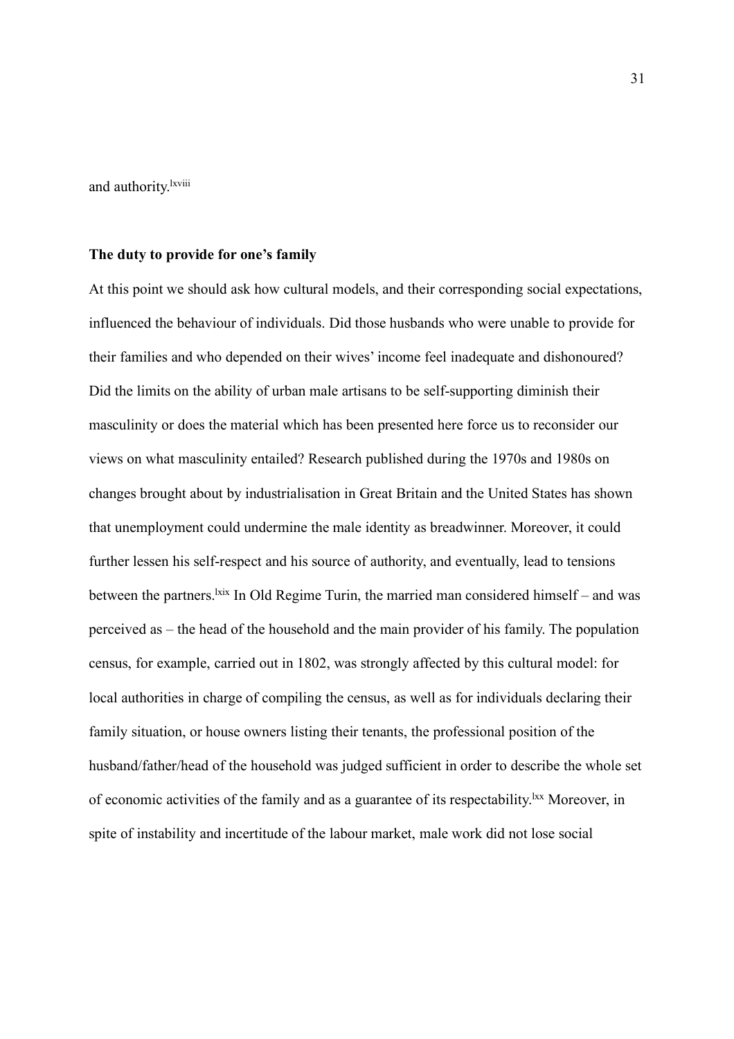and authority.[lxviii]

**The duty to provide for one's family**

At this point we should ask how cultural models, and their corresponding social expectations, influenced the behaviour of individuals. Did those husbands who were unable to provide for their families and who depended on their wives' income feel inadequate and dishonoured? Did the limits on the ability of urban male artisans to be self-supporting diminish their masculinity or does the material which has been presented here force us to reconsider our views on what masculinity entailed? Research published during the 1970s and 1980s on changes brought about by industrialisation in Great Britain and the United States has shown that unemployment could undermine the male identity as breadwinner. Moreover, it could further lessen his self-respect and his source of authority, and eventually, lead to tensions between the partners.[lxix] In Old Regime Turin, the married man considered himself – and was perceived as – the head of the household and the main provider of his family. The population census, for example, carried out in 1802, was strongly affected by this cultural model: for local authorities in charge of compiling the census, as well as for individuals declaring their family situation, or house owners listing their tenants, the professional position of the husband/father/head of the household was judged sufficient in order to describe the whole set of economic activities of the family and as a guarantee of its respectability.[lxx] Moreover, in spite of instability and incertitude of the labour market, male work did not lose social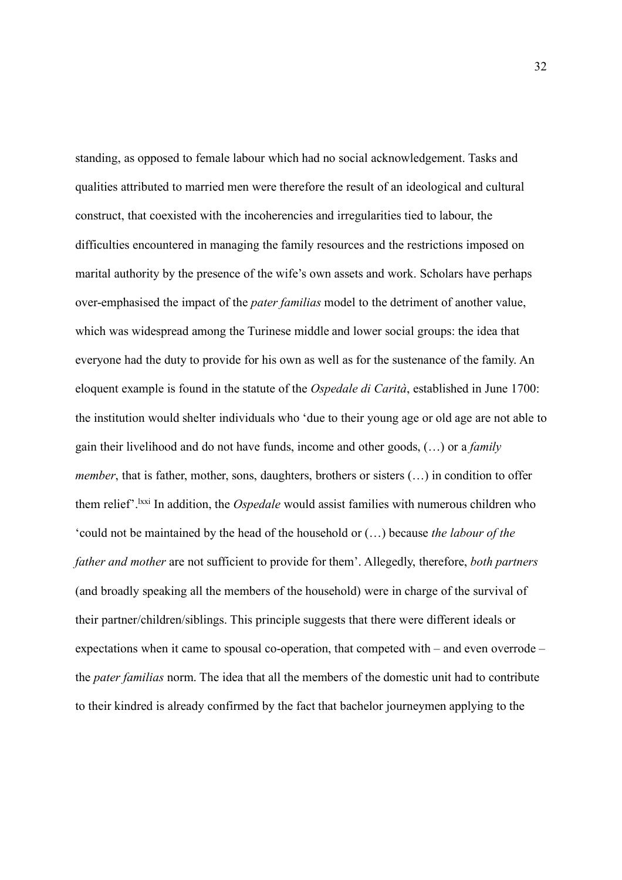standing, as opposed to female labour which had no social acknowledgement. Tasks and qualities attributed to married men were therefore the result of an ideological and cultural construct, that coexisted with the incoherencies and irregularities tied to labour, the difficulties encountered in managing the family resources and the restrictions imposed on marital authority by the presence of the wife's own assets and work. Scholars have perhaps over-emphasised the impact of the *pater familias* model to the detriment of another value, which was widespread among the Turinese middle and lower social groups: the idea that everyone had the duty to provide for his own as well as for the sustenance of the family. An eloquent example is found in the statute of the *Ospedale di Carità*, established in June 1700: the institution would shelter individuals who 'due to their young age or old age are not able to gain their livelihood and do not have funds, income and other goods, (…) or a *family member*, that is father, mother, sons, daughters, brothers or sisters (…) in condition to offer them relief'.[lxxi] In addition, the *Ospedale* would assist families with numerous children who 'could not be maintained by the head of the household or (…) because *the labour of the father and mother* are not sufficient to provide for them'. Allegedly, therefore, *both partners* (and broadly speaking all the members of the household) were in charge of the survival of their partner/children/siblings. This principle suggests that there were different ideals or expectations when it came to spousal co-operation, that competed with – and even overrode – the *pater familias* norm. The idea that all the members of the domestic unit had to contribute to their kindred is already confirmed by the fact that bachelor journeymen applying to the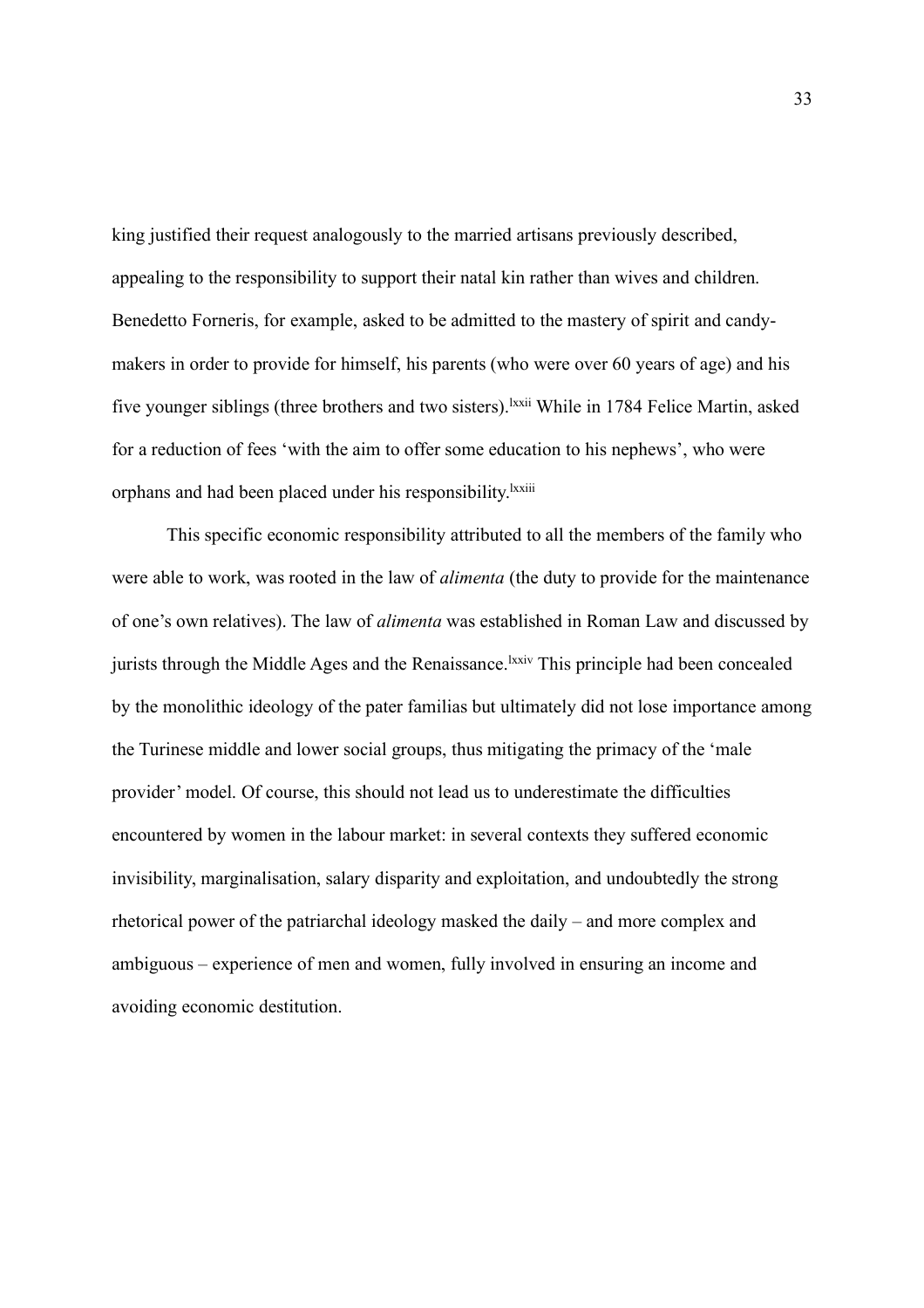king justified their request analogously to the married artisans previously described, appealing to the responsibility to support their natal kin rather than wives and children. Benedetto Forneris, for example, asked to be admitted to the mastery of spirit and candy-makers in order to provide for himself, his parents (who were over 60 years of age) and his five younger siblings (three brothers and two sisters).[lxxii] While in 1784 Felice Martin, asked for a reduction of fees 'with the aim to offer some education to his nephews', who were orphans and had been placed under his responsibility.[lxxiii]

This specific economic responsibility attributed to all the members of the family who were able to work, was rooted in the law of *alimenta* (the duty to provide for the maintenance of one's own relatives). The law of *alimenta* was established in Roman Law and discussed by jurists through the Middle Ages and the Renaissance.[lxxiv] This principle had been concealed by the monolithic ideology of the pater familias but ultimately did not lose importance among the Turinese middle and lower social groups, thus mitigating the primacy of the 'male provider' model. Of course, this should not lead us to underestimate the difficulties encountered by women in the labour market: in several contexts they suffered economic invisibility, marginalisation, salary disparity and exploitation, and undoubtedly the strong rhetorical power of the patriarchal ideology masked the daily – and more complex and ambiguous – experience of men and women, fully involved in ensuring an income and avoiding economic destitution.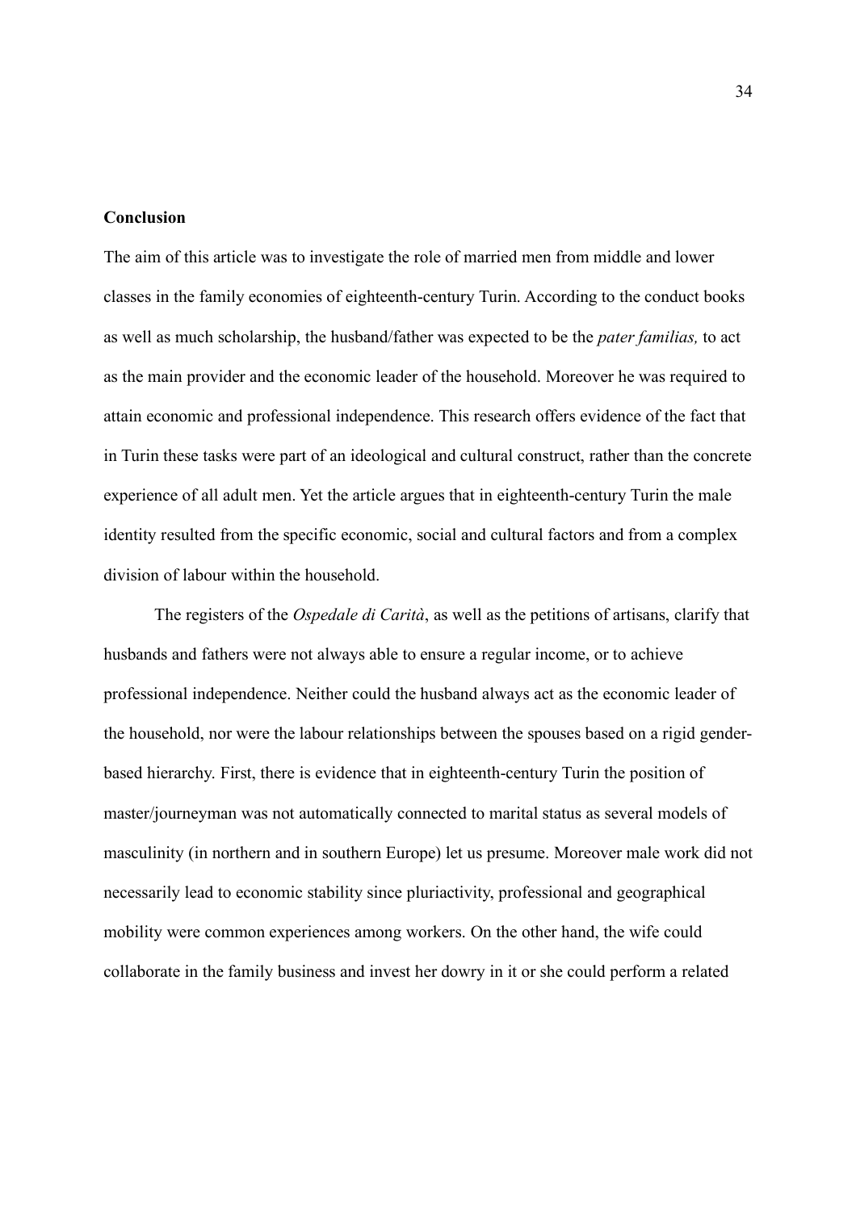**Conclusion**

The aim of this article was to investigate the role of married men from middle and lower classes in the family economies of eighteenth-century Turin. According to the conduct books as well as much scholarship, the husband/father was expected to be the *pater familias,* to act as the main provider and the economic leader of the household. Moreover he was required to attain economic and professional independence. This research offers evidence of the fact that in Turin these tasks were part of an ideological and cultural construct, rather than the concrete experience of all adult men. Yet the article argues that in eighteenth-century Turin the male identity resulted from the specific economic, social and cultural factors and from a complex division of labour within the household.

The registers of the *Ospedale di Carità*, as well as the petitions of artisans, clarify that husbands and fathers were not always able to ensure a regular income, or to achieve professional independence. Neither could the husband always act as the economic leader of the household, nor were the labour relationships between the spouses based on a rigid gender-based hierarchy. First, there is evidence that in eighteenth-century Turin the position of master/journeyman was not automatically connected to marital status as several models of masculinity (in northern and in southern Europe) let us presume. Moreover male work did not necessarily lead to economic stability since pluriactivity, professional and geographical mobility were common experiences among workers. On the other hand, the wife could collaborate in the family business and invest her dowry in it or she could perform a related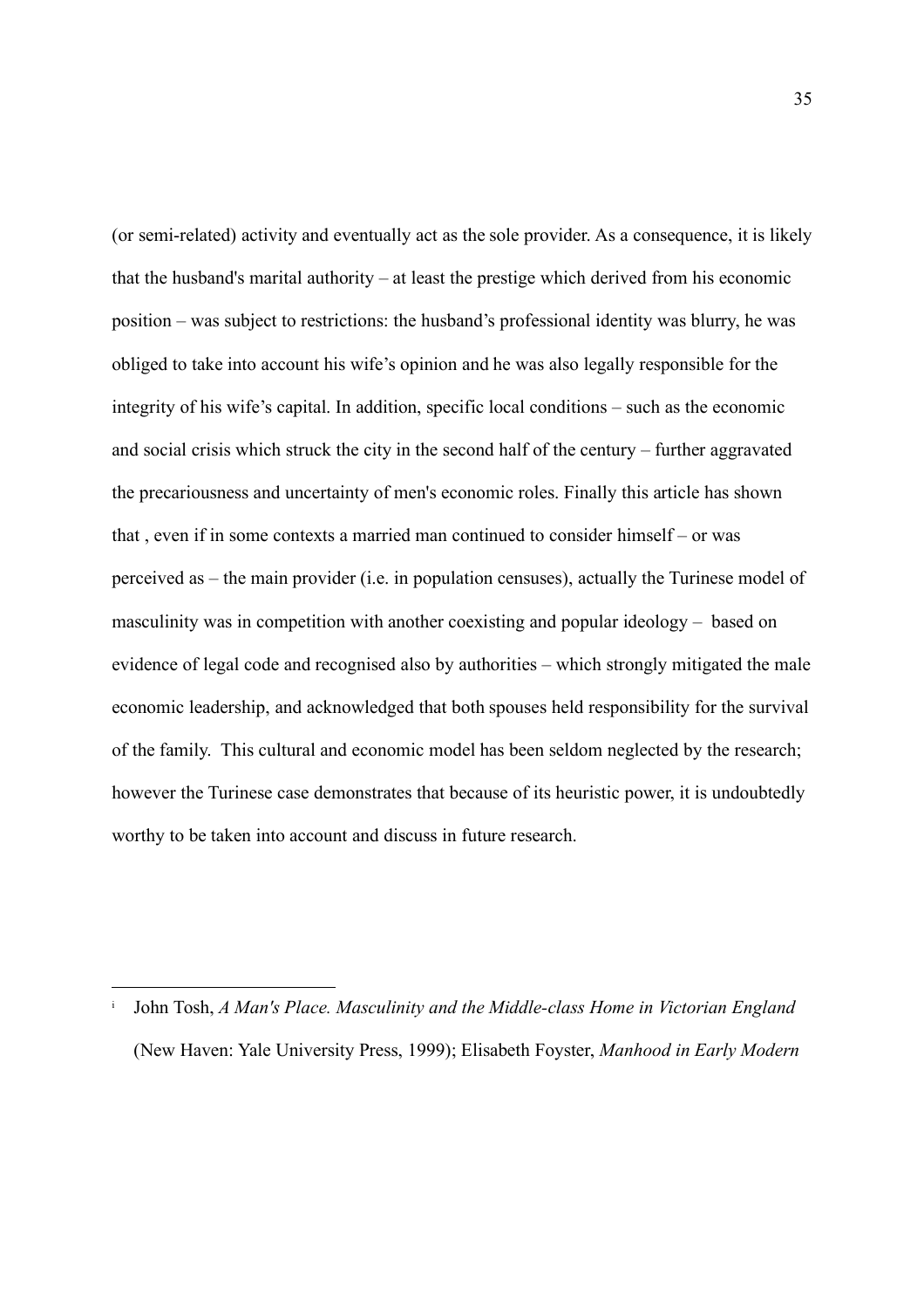(or semi-related) activity and eventually act as the sole provider. As a consequence, it is likely that the husband's marital authority – at least the prestige which derived from his economic position – was subject to restrictions: the husband's professional identity was blurry, he was obliged to take into account his wife's opinion and he was also legally responsible for the integrity of his wife's capital. In addition, specific local conditions – such as the economic and social crisis which struck the city in the second half of the century – further aggravated the precariousness and uncertainty of men's economic roles. Finally this article has shown that , even if in some contexts a married man continued to consider himself – or was perceived as – the main provider (i.e. in population censuses), actually the Turinese model of masculinity was in competition with another coexisting and popular ideology – based on evidence of legal code and recognised also by authorities – which strongly mitigated the male economic leadership, and acknowledged that both spouses held responsibility for the survival of the family. This cultural and economic model has been seldom neglected by the research; however the Turinese case demonstrates that because of its heuristic power, it is undoubtedly worthy to be taken into account and discuss in future research.

---

[i] John Tosh, *A Man's Place. Masculinity and the Middle-class Home in Victorian England* (New Haven: Yale University Press, 1999); Elisabeth Foyster, *Manhood in Early Modern*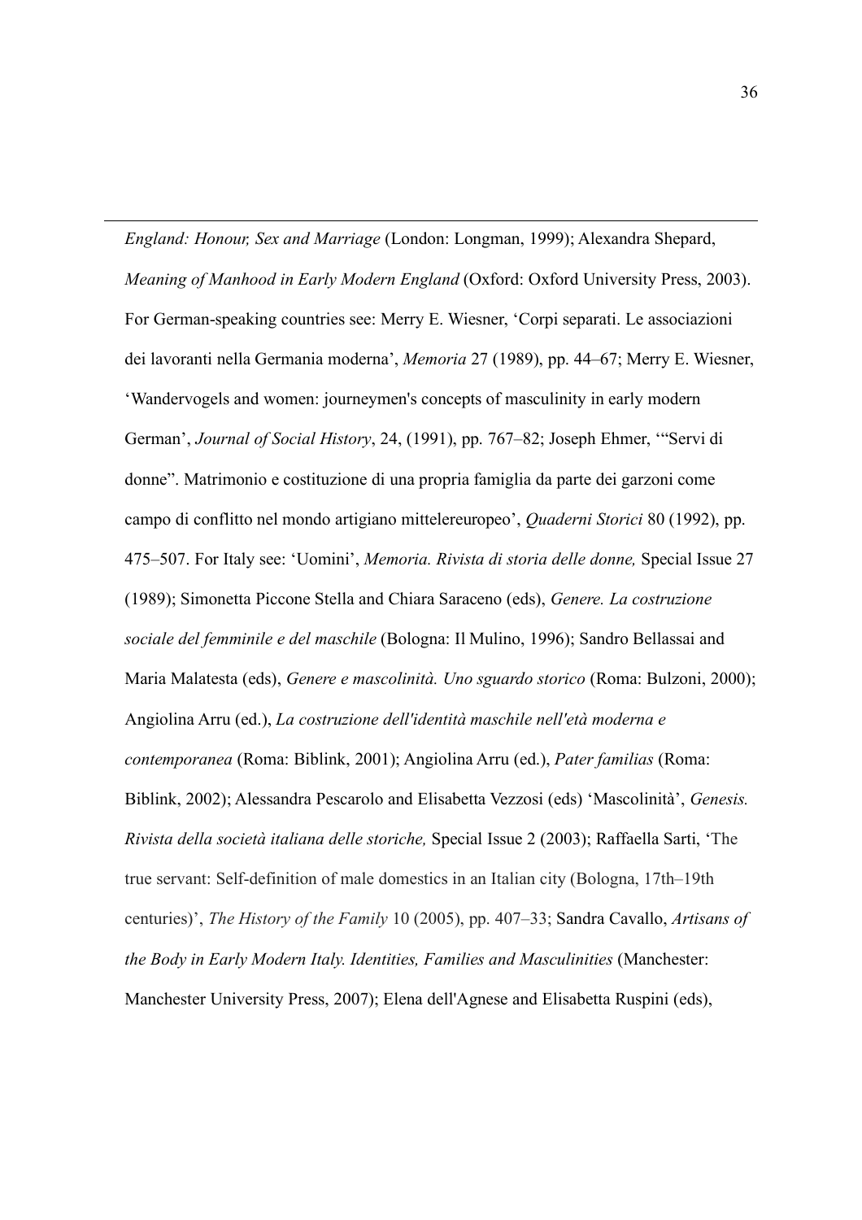*England: Honour, Sex and Marriage* (London: Longman, 1999); Alexandra Shepard, *Meaning of Manhood in Early Modern England* (Oxford: Oxford University Press, 2003). For German-speaking countries see: Merry E. Wiesner, 'Corpi separati. Le associazioni dei lavoranti nella Germania moderna', *Memoria* 27 (1989), pp. 44–67; Merry E. Wiesner, 'Wandervogels and women: journeymen's concepts of masculinity in early modern German', *Journal of Social History*, 24, (1991), pp. 767–82; Joseph Ehmer, '"Servi di donne". Matrimonio e costituzione di una propria famiglia da parte dei garzoni come campo di conflitto nel mondo artigiano mittelereuropeo', *Quaderni Storici* 80 (1992), pp. 475–507. For Italy see: 'Uomini', *Memoria. Rivista di storia delle donne,* Special Issue 27 (1989); Simonetta Piccone Stella and Chiara Saraceno (eds), *Genere. La costruzione sociale del femminile e del maschile* (Bologna: Il Mulino, 1996); Sandro Bellassai and Maria Malatesta (eds), *Genere e mascolinità. Uno sguardo storico* (Roma: Bulzoni, 2000); Angiolina Arru (ed.), *La costruzione dell'identità maschile nell'età moderna e contemporanea* (Roma: Biblink, 2001); Angiolina Arru (ed.), *Pater familias* (Roma: Biblink, 2002); Alessandra Pescarolo and Elisabetta Vezzosi (eds) 'Mascolinità', *Genesis. Rivista della società italiana delle storiche,* Special Issue 2 (2003); Raffaella Sarti, 'The true servant: Self-definition of male domestics in an Italian city (Bologna, 17th–19th centuries)', *The History of the Family* 10 (2005), pp. 407–33; Sandra Cavallo, *Artisans of the Body in Early Modern Italy. Identities, Families and Masculinities* (Manchester: Manchester University Press, 2007); Elena dell'Agnese and Elisabetta Ruspini (eds),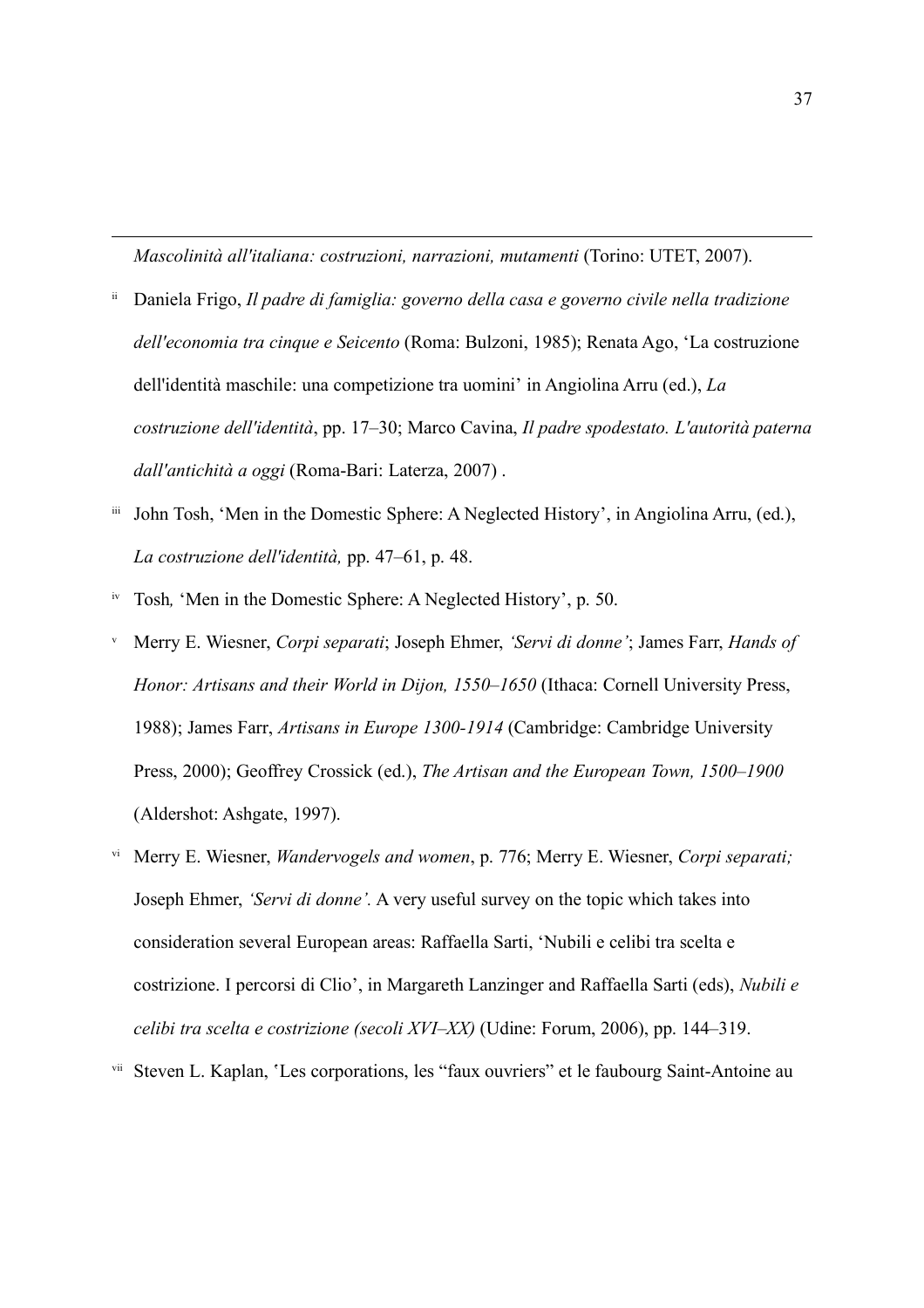*Mascolinità all'italiana: costruzioni, narrazioni, mutamenti* (Torino: UTET, 2007).

[ii] Daniela Frigo, *Il padre di famiglia: governo della casa e governo civile nella tradizione dell'economia tra cinque e Seicento* (Roma: Bulzoni, 1985); Renata Ago, 'La costruzione dell'identità maschile: una competizione tra uomini' in Angiolina Arru (ed.), *La costruzione dell'identità*, pp. 17–30; Marco Cavina, *Il padre spodestato. L'autorità paterna dall'antichità a oggi* (Roma-Bari: Laterza, 2007) .

[iii] John Tosh, 'Men in the Domestic Sphere: A Neglected History', in Angiolina Arru, (ed.), *La costruzione dell'identità,* pp. 47–61, p. 48.

[iv] Tosh*,* 'Men in the Domestic Sphere: A Neglected History', p. 50.

[v] Merry E. Wiesner, *Corpi separati*; Joseph Ehmer, *'Servi di donne'*; James Farr, *Hands of Honor: Artisans and their World in Dijon, 1550–1650* (Ithaca: Cornell University Press, 1988); James Farr, *Artisans in Europe 1300-1914* (Cambridge: Cambridge University Press, 2000); Geoffrey Crossick (ed.), *The Artisan and the European Town, 1500–1900* (Aldershot: Ashgate, 1997).

[vi] Merry E. Wiesner, *Wandervogels and women*, p. 776; Merry E. Wiesner, *Corpi separati;* Joseph Ehmer, *'Servi di donne'.* A very useful survey on the topic which takes into consideration several European areas: Raffaella Sarti, 'Nubili e celibi tra scelta e costrizione. I percorsi di Clio', in Margareth Lanzinger and Raffaella Sarti (eds), *Nubili e celibi tra scelta e costrizione (secoli XVI–XX)* (Udine: Forum, 2006), pp. 144–319.

[vii] Steven L. Kaplan, 'Les corporations, les "faux ouvriers" et le faubourg Saint-Antoine au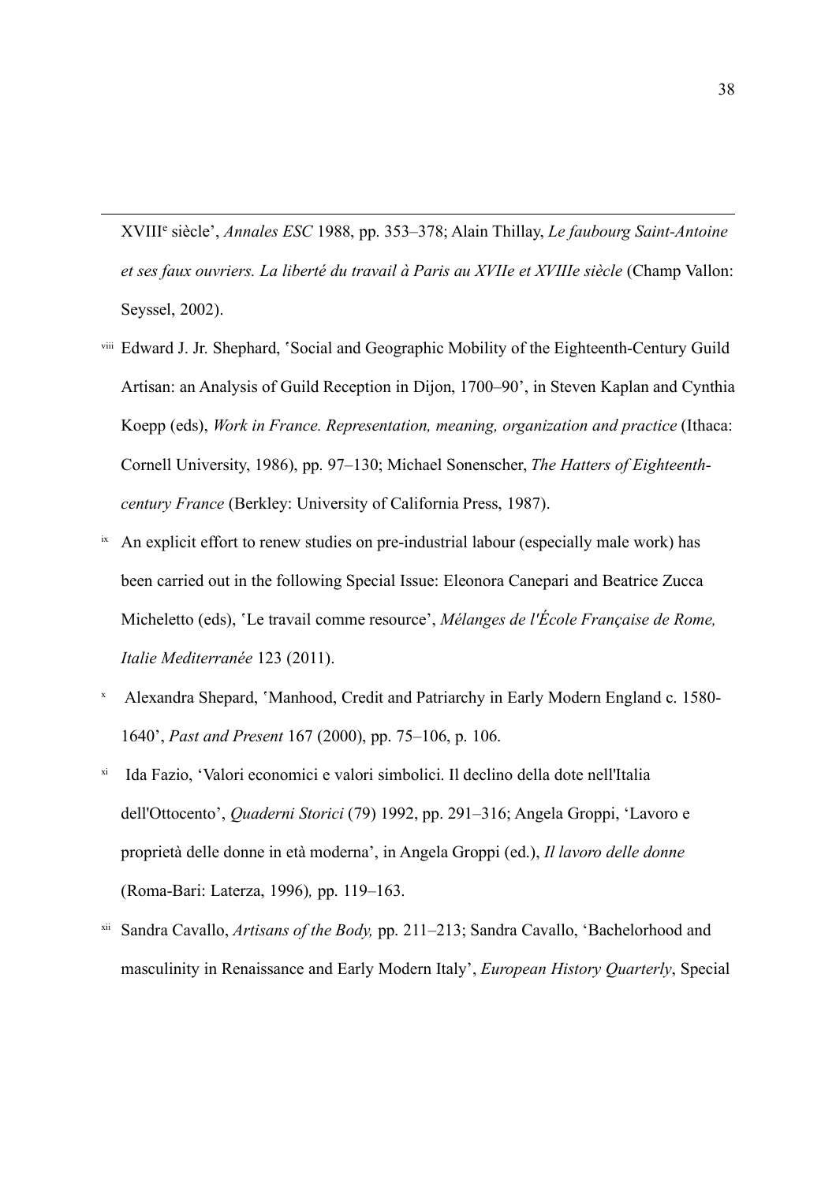XVIII[e] siècle', *Annales ESC* 1988, pp. 353–378; Alain Thillay, *Le faubourg Saint-Antoine et ses faux ouvriers. La liberté du travail à Paris au XVIIe et XVIIIe siècle* (Champ Vallon: Seyssel, 2002).

[viii] Edward J. Jr. Shephard, 'Social and Geographic Mobility of the Eighteenth-Century Guild Artisan: an Analysis of Guild Reception in Dijon, 1700–90', in Steven Kaplan and Cynthia Koepp (eds), *Work in France. Representation, meaning, organization and practice* (Ithaca: Cornell University, 1986), pp. 97–130; Michael Sonenscher, *The Hatters of Eighteenth-century France* (Berkley: University of California Press, 1987).

[ix] An explicit effort to renew studies on pre-industrial labour (especially male work) has been carried out in the following Special Issue: Eleonora Canepari and Beatrice Zucca Micheletto (eds), 'Le travail comme resource', *Mélanges de l'École Française de Rome, Italie Mediterranée* 123 (2011).

[x] Alexandra Shepard, 'Manhood, Credit and Patriarchy in Early Modern England c. 1580-1640', *Past and Present* 167 (2000), pp. 75–106, p. 106.

[xi] Ida Fazio, 'Valori economici e valori simbolici. Il declino della dote nell'Italia dell'Ottocento', *Quaderni Storici* (79) 1992, pp. 291–316; Angela Groppi, 'Lavoro e proprietà delle donne in età moderna', in Angela Groppi (ed.), *Il lavoro delle donne* (Roma-Bari: Laterza, 1996)*,* pp. 119–163.

[xii] Sandra Cavallo, *Artisans of the Body,* pp. 211–213; Sandra Cavallo, 'Bachelorhood and masculinity in Renaissance and Early Modern Italy', *European History Quarterly*, Special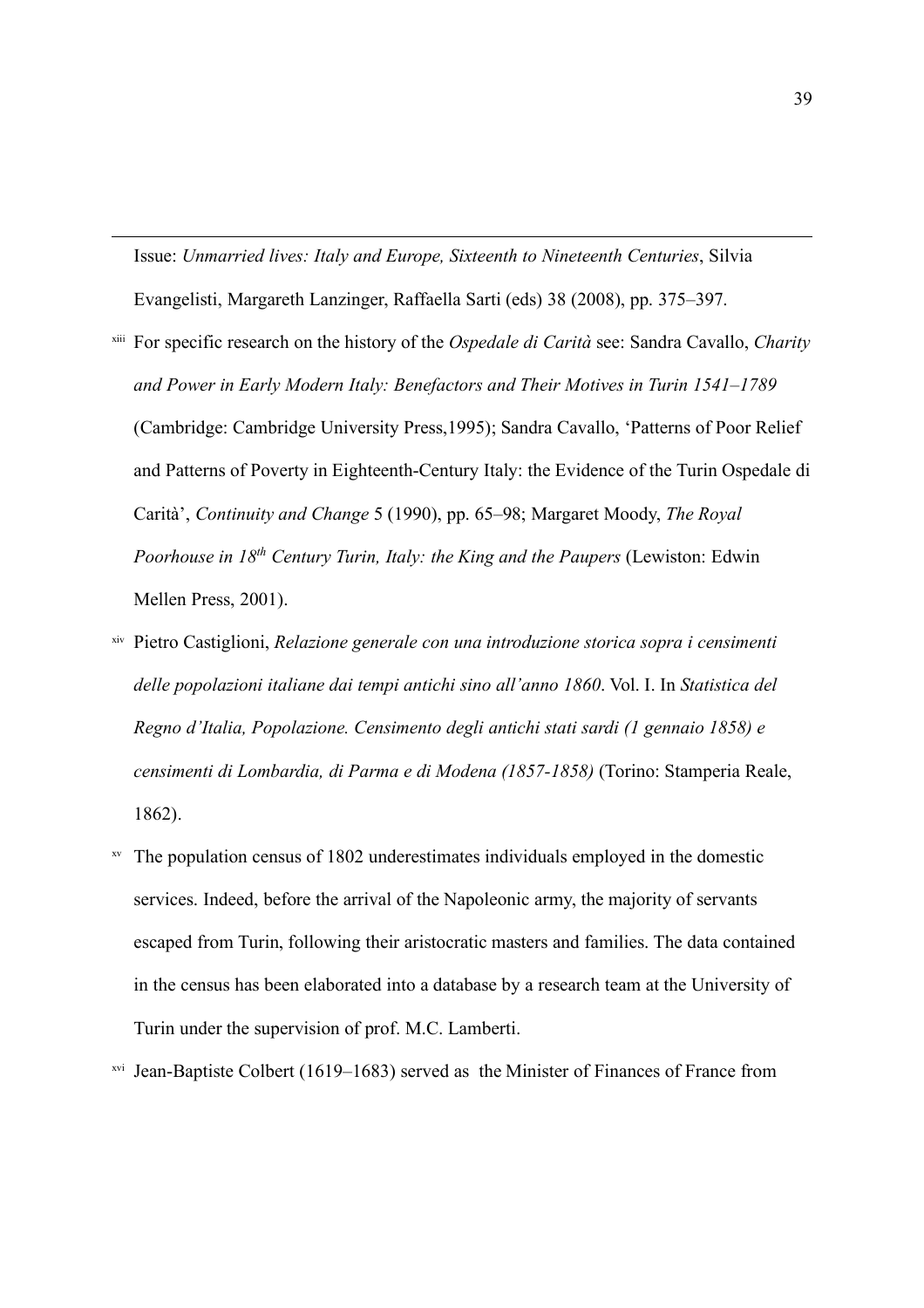Issue: *Unmarried lives: Italy and Europe, Sixteenth to Nineteenth Centuries*, Silvia Evangelisti, Margareth Lanzinger, Raffaella Sarti (eds) 38 (2008), pp. 375–397.

xiii For specific research on the history of the *Ospedale di Carità* see: Sandra Cavallo, *Charity and Power in Early Modern Italy: Benefactors and Their Motives in Turin 1541–1789* (Cambridge: Cambridge University Press,1995); Sandra Cavallo, 'Patterns of Poor Relief and Patterns of Poverty in Eighteenth-Century Italy: the Evidence of the Turin Ospedale di Carità', *Continuity and Change* 5 (1990), pp. 65–98; Margaret Moody, *The Royal Poorhouse in 18th Century Turin, Italy: the King and the Paupers* (Lewiston: Edwin Mellen Press, 2001).

xiv Pietro Castiglioni, *Relazione generale con una introduzione storica sopra i censimenti delle popolazioni italiane dai tempi antichi sino all'anno 1860*. Vol. I. In *Statistica del Regno d'Italia, Popolazione. Censimento degli antichi stati sardi (1 gennaio 1858) e censimenti di Lombardia, di Parma e di Modena (1857-1858)* (Torino: Stamperia Reale, 1862).

xv The population census of 1802 underestimates individuals employed in the domestic services. Indeed, before the arrival of the Napoleonic army, the majority of servants escaped from Turin, following their aristocratic masters and families. The data contained in the census has been elaborated into a database by a research team at the University of Turin under the supervision of prof. M.C. Lamberti.

xvi Jean-Baptiste Colbert (1619–1683) served as the Minister of Finances of France from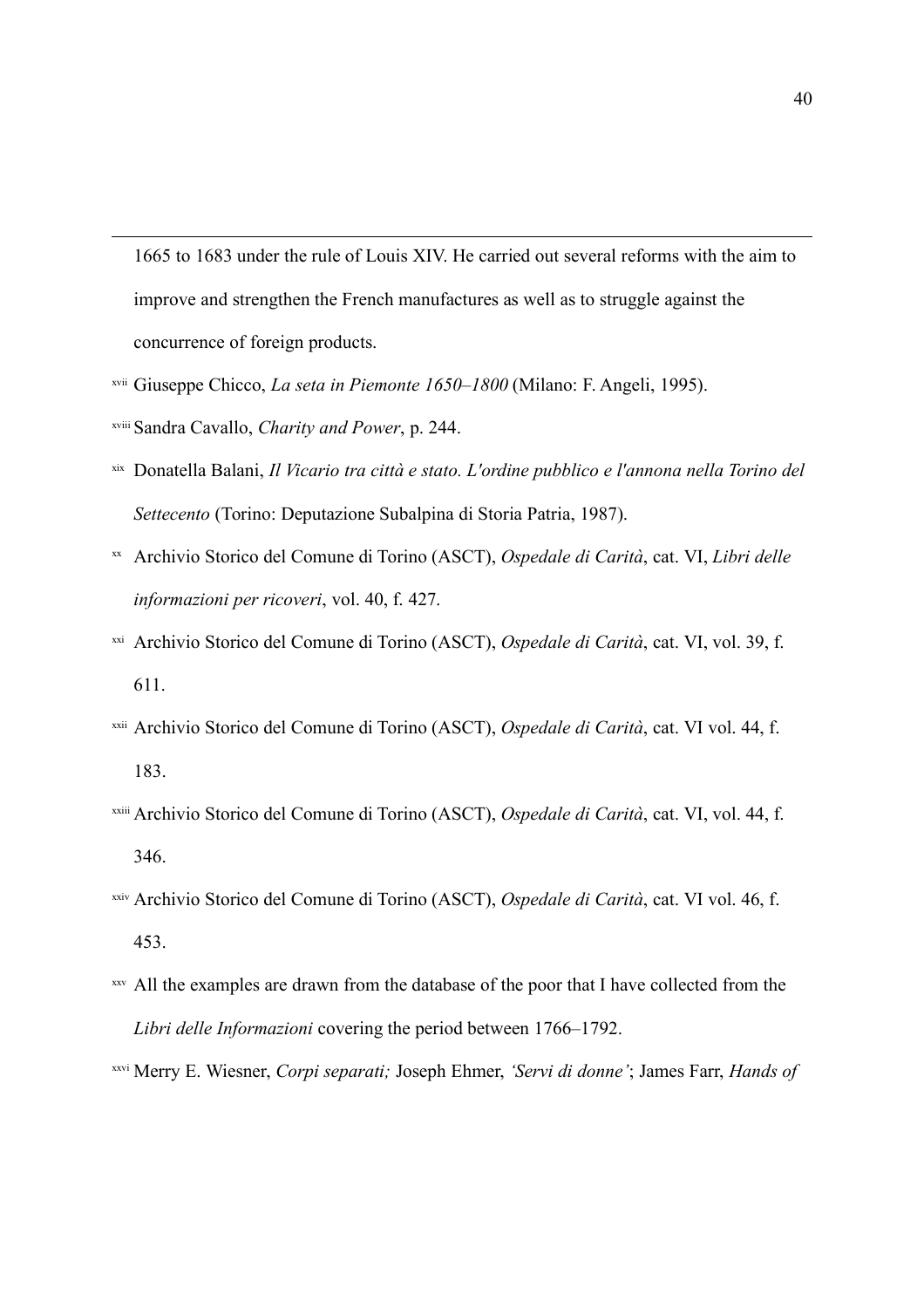1665 to 1683 under the rule of Louis XIV. He carried out several reforms with the aim to improve and strengthen the French manufactures as well as to struggle against the concurrence of foreign products.

[xvii] Giuseppe Chicco, *La seta in Piemonte 1650–1800* (Milano: F. Angeli, 1995).

[xviii] Sandra Cavallo, *Charity and Power*, p. 244.

[xix] Donatella Balani, *Il Vicario tra città e stato. L'ordine pubblico e l'annona nella Torino del Settecento* (Torino: Deputazione Subalpina di Storia Patria, 1987).

[xx] Archivio Storico del Comune di Torino (ASCT), *Ospedale di Carità*, cat. VI, *Libri delle informazioni per ricoveri*, vol. 40, f. 427.

[xxi] Archivio Storico del Comune di Torino (ASCT), *Ospedale di Carità*, cat. VI, vol. 39, f. 611.

[xxii] Archivio Storico del Comune di Torino (ASCT), *Ospedale di Carità*, cat. VI vol. 44, f. 183.

[xxiii] Archivio Storico del Comune di Torino (ASCT), *Ospedale di Carità*, cat. VI, vol. 44, f. 346.

[xxiv] Archivio Storico del Comune di Torino (ASCT), *Ospedale di Carità*, cat. VI vol. 46, f. 453.

[xxv] All the examples are drawn from the database of the poor that I have collected from the *Libri delle Informazioni* covering the period between 1766–1792.

[xxvi] Merry E. Wiesner, *Corpi separati;* Joseph Ehmer, *'Servi di donne'*; James Farr, *Hands of*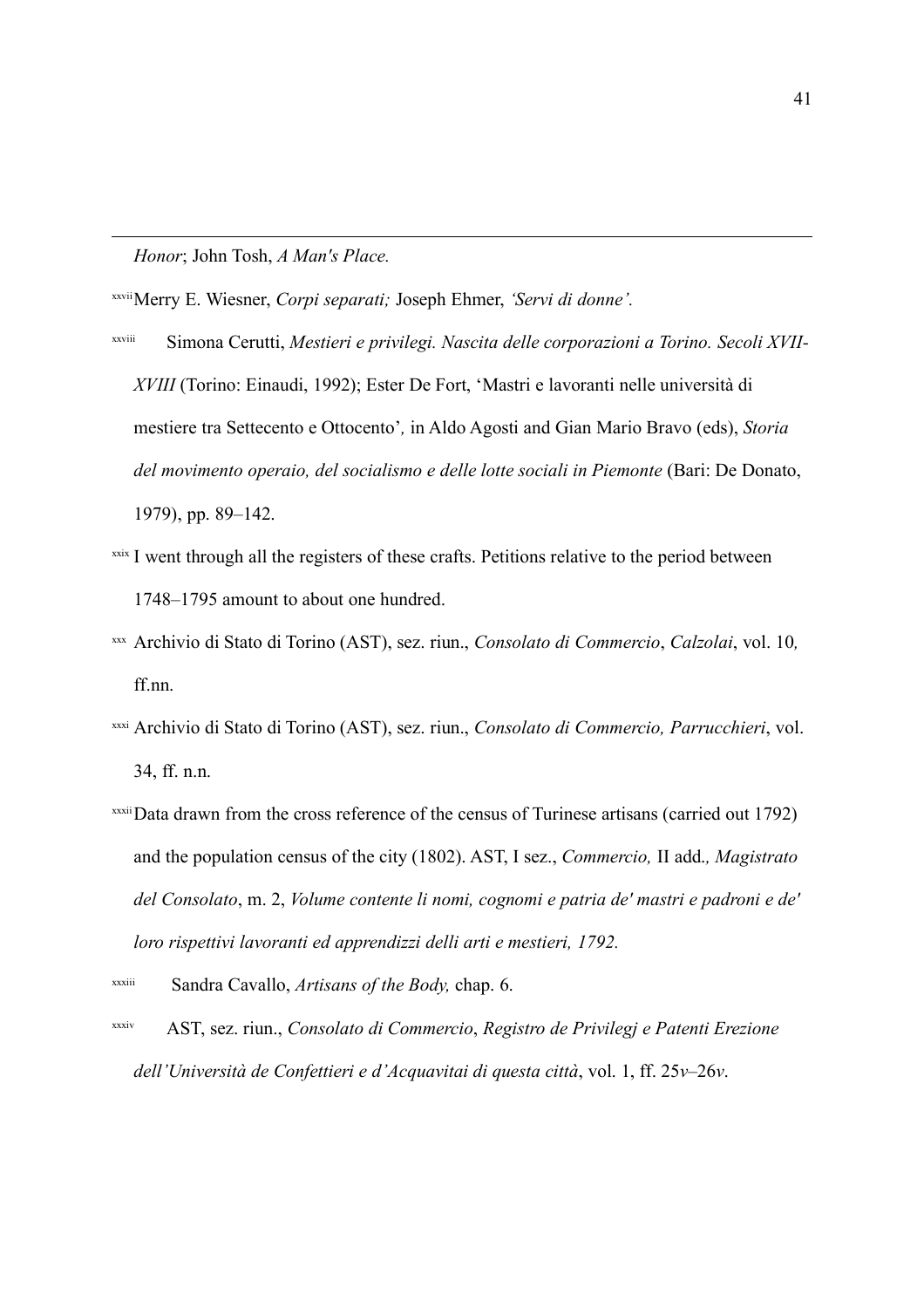*Honor*; John Tosh, *A Man's Place.*

[xxvii] Merry E. Wiesner, *Corpi separati;* Joseph Ehmer, *'Servi di donne'.*

[xxviii] Simona Cerutti, *Mestieri e privilegi. Nascita delle corporazioni a Torino. Secoli XVII-XVIII* (Torino: Einaudi, 1992); Ester De Fort, 'Mastri e lavoranti nelle università di mestiere tra Settecento e Ottocento'*,* in Aldo Agosti and Gian Mario Bravo (eds), *Storia del movimento operaio, del socialismo e delle lotte sociali in Piemonte* (Bari: De Donato, 1979), pp. 89–142.

[xxix] I went through all the registers of these crafts. Petitions relative to the period between 1748–1795 amount to about one hundred.

[xxx] Archivio di Stato di Torino (AST), sez. riun., *Consolato di Commercio*, *Calzolai*, vol. 10*,* ff.nn.

[xxxi] Archivio di Stato di Torino (AST), sez. riun., *Consolato di Commercio, Parrucchieri*, vol. 34, ff. n.n.

[xxxii] Data drawn from the cross reference of the census of Turinese artisans (carried out 1792) and the population census of the city (1802). AST, I sez., *Commercio,* II add.*, Magistrato del Consolato*, m. 2, *Volume contente li nomi, cognomi e patria de' mastri e padroni e de' loro rispettivi lavoranti ed apprendizzi delli arti e mestieri, 1792.*

[xxxiii] Sandra Cavallo, *Artisans of the Body,* chap. 6.

[xxxiv] AST, sez. riun., *Consolato di Commercio*, *Registro de Privilegj e Patenti Erezione dell'Università de Confettieri e d'Acquavitai di questa città*, vol. 1, ff. 25*v*–26*v*.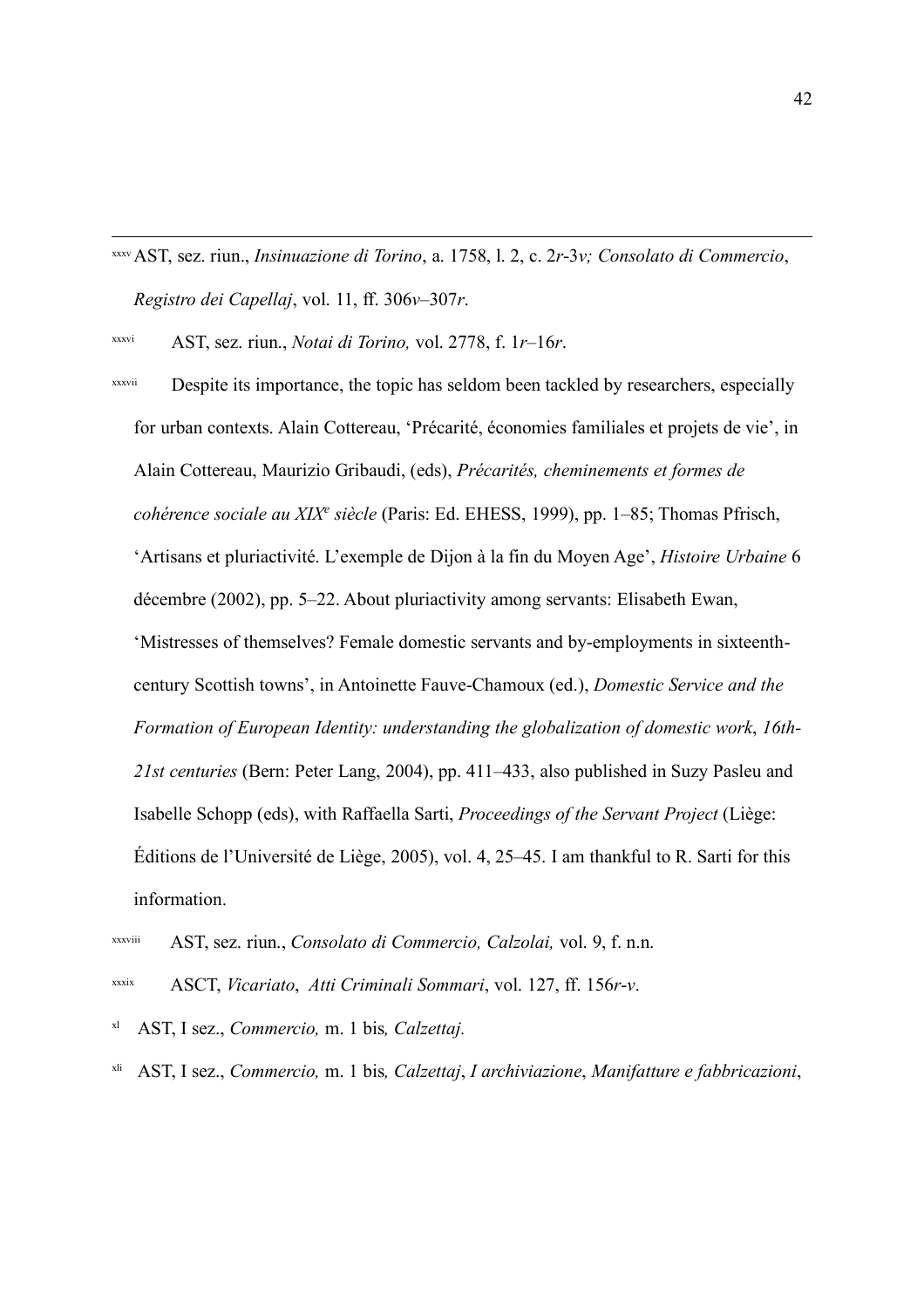[xxxv] AST, sez. riun., *Insinuazione di Torino*, a. 1758, l. 2, c. 2*r*-3*v; Consolato di Commercio*, *Registro dei Capellaj*, vol. 11, ff. 306*v*–307*r*.

[xxxvi] AST, sez. riun., *Notai di Torino,* vol. 2778, f. 1*r*–16*r*.

[xxxvii] Despite its importance, the topic has seldom been tackled by researchers, especially for urban contexts. Alain Cottereau, 'Précarité, économies familiales et projets de vie', in Alain Cottereau, Maurizio Gribaudi, (eds), *Précarités, cheminements et formes de cohérence sociale au XIX[e] siècle* (Paris: Ed. EHESS, 1999), pp. 1–85; Thomas Pfrisch, 'Artisans et pluriactivité. L'exemple de Dijon à la fin du Moyen Age', *Histoire Urbaine* 6 décembre (2002), pp. 5–22. About pluriactivity among servants: Elisabeth Ewan, 'Mistresses of themselves? Female domestic servants and by-employments in sixteenth-century Scottish towns', in Antoinette Fauve-Chamoux (ed.), *Domestic Service and the Formation of European Identity: understanding the globalization of domestic work*, *16th-21st centuries* (Bern: Peter Lang, 2004), pp. 411–433, also published in Suzy Pasleu and Isabelle Schopp (eds), with Raffaella Sarti, *Proceedings of the Servant Project* (Liège: Éditions de l'Université de Liège, 2005), vol. 4, 25–45. I am thankful to R. Sarti for this information.

[xxxviii] AST, sez. riun., *Consolato di Commercio, Calzolai,* vol. 9, f. n.n.

[xxxix] ASCT, *Vicariato*, *Atti Criminali Sommari*, vol. 127, ff. 156*r-v*.

[xl] AST, I sez., *Commercio,* m. 1 bis*, Calzettaj.*

[xli] AST, I sez., *Commercio,* m. 1 bis*, Calzettaj*, *I archiviazione*, *Manifatture e fabbricazioni*,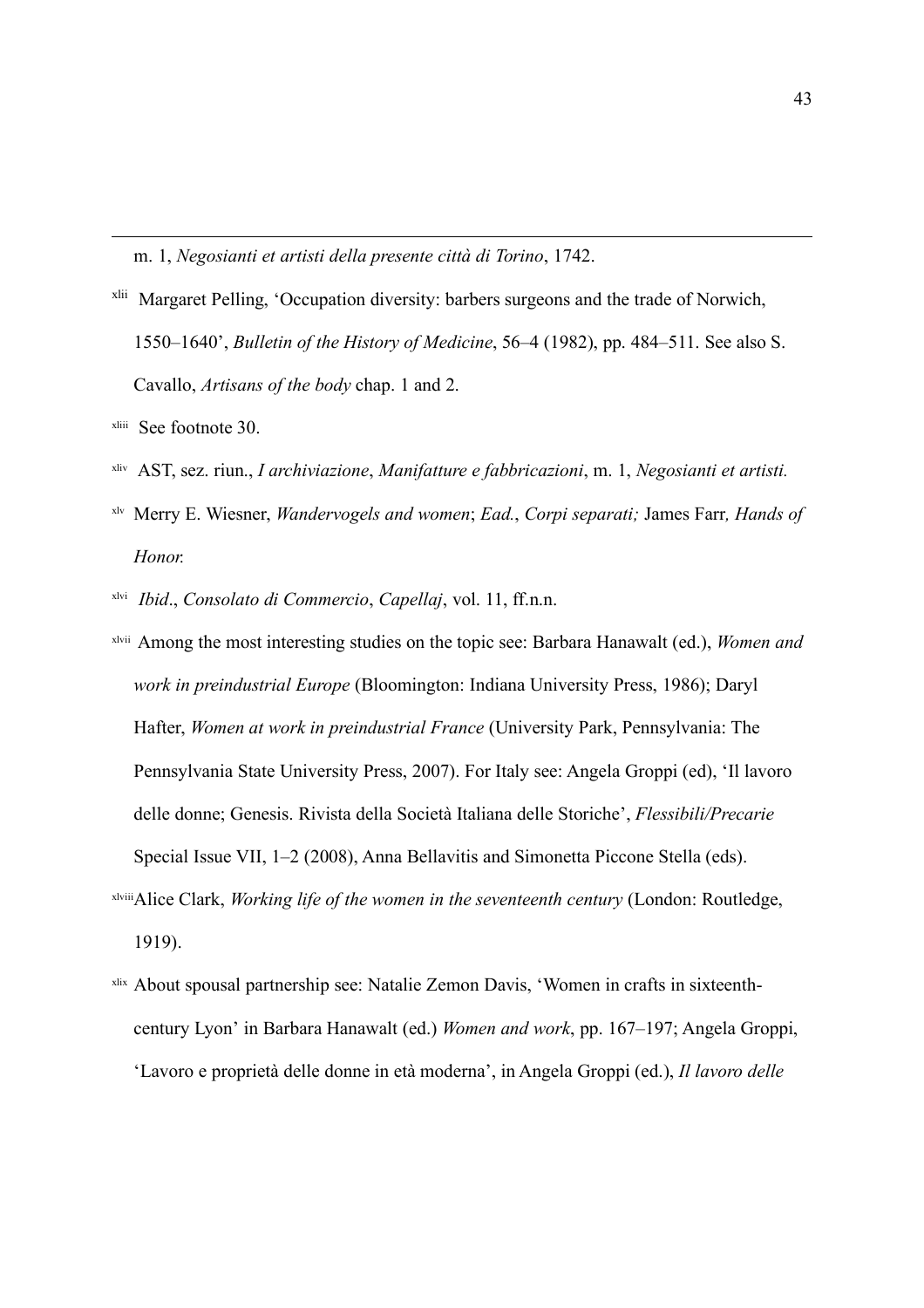m. 1, *Negosianti et artisti della presente città di Torino*, 1742.

[xlii] Margaret Pelling, 'Occupation diversity: barbers surgeons and the trade of Norwich, 1550–1640', *Bulletin of the History of Medicine*, 56–4 (1982), pp. 484–511. See also S. Cavallo, *Artisans of the body* chap. 1 and 2.

[xliii] See footnote 30.

[xliv] AST, sez. riun., *I archiviazione*, *Manifatture e fabbricazioni*, m. 1, *Negosianti et artisti.*

[xlv] Merry E. Wiesner, *Wandervogels and women*; *Ead.*, *Corpi separati;* James Farr*, Hands of Honor.*

[xlvi] *Ibid*., *Consolato di Commercio*, *Capellaj*, vol. 11, ff.n.n.

[xlvii] Among the most interesting studies on the topic see: Barbara Hanawalt (ed.), *Women and work in preindustrial Europe* (Bloomington: Indiana University Press, 1986); Daryl Hafter, *Women at work in preindustrial France* (University Park, Pennsylvania: The Pennsylvania State University Press, 2007). For Italy see: Angela Groppi (ed), 'Il lavoro delle donne; Genesis. Rivista della Società Italiana delle Storiche', *Flessibili/Precarie* Special Issue VII, 1–2 (2008), Anna Bellavitis and Simonetta Piccone Stella (eds).

[xlviii] Alice Clark, *Working life of the women in the seventeenth century* (London: Routledge, 1919).

[xlix] About spousal partnership see: Natalie Zemon Davis, 'Women in crafts in sixteenth-century Lyon' in Barbara Hanawalt (ed.) *Women and work*, pp. 167–197; Angela Groppi, 'Lavoro e proprietà delle donne in età moderna', in Angela Groppi (ed.), *Il lavoro delle*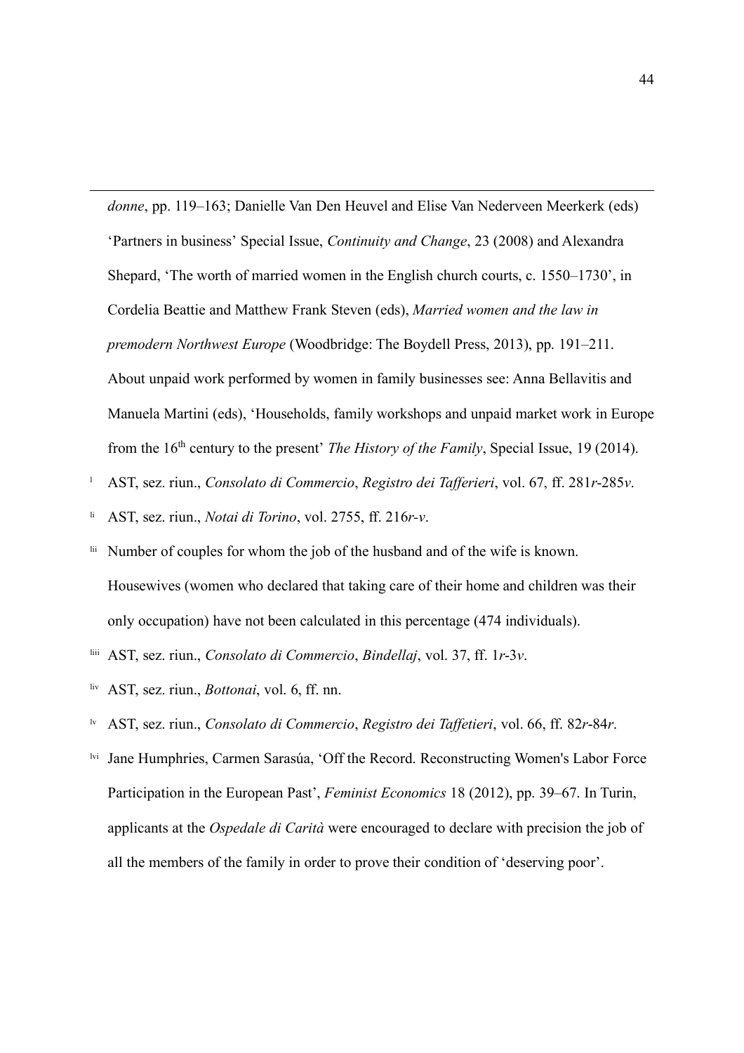*donne*, pp. 119–163; Danielle Van Den Heuvel and Elise Van Nederveen Meerkerk (eds) 'Partners in business' Special Issue, *Continuity and Change*, 23 (2008) and Alexandra Shepard, 'The worth of married women in the English church courts, c. 1550–1730', in Cordelia Beattie and Matthew Frank Steven (eds), *Married women and the law in premodern Northwest Europe* (Woodbridge: The Boydell Press, 2013), pp. 191–211. About unpaid work performed by women in family businesses see: Anna Bellavitis and Manuela Martini (eds), 'Households, family workshops and unpaid market work in Europe from the 16th century to the present' *The History of the Family*, Special Issue, 19 (2014).

[l] AST, sez. riun., *Consolato di Commercio*, *Registro dei Tafferieri*, vol. 67, ff. 281*r*-285*v*.

[li] AST, sez. riun., *Notai di Torino*, vol. 2755, ff. 216*r*-*v*.

[lii] Number of couples for whom the job of the husband and of the wife is known. Housewives (women who declared that taking care of their home and children was their only occupation) have not been calculated in this percentage (474 individuals).

[liii] AST, sez. riun., *Consolato di Commercio*, *Bindellaj*, vol. 37, ff. 1*r*-3*v*.

[liv] AST, sez. riun., *Bottonai*, vol. 6, ff. nn.

[lv] AST, sez. riun., *Consolato di Commercio*, *Registro dei Taffetieri*, vol. 66, ff. 82*r*-84*r*.

[lvi] Jane Humphries, Carmen Sarasúa, 'Off the Record. Reconstructing Women's Labor Force Participation in the European Past', *Feminist Economics* 18 (2012), pp. 39–67. In Turin, applicants at the *Ospedale di Carità* were encouraged to declare with precision the job of all the members of the family in order to prove their condition of 'deserving poor'.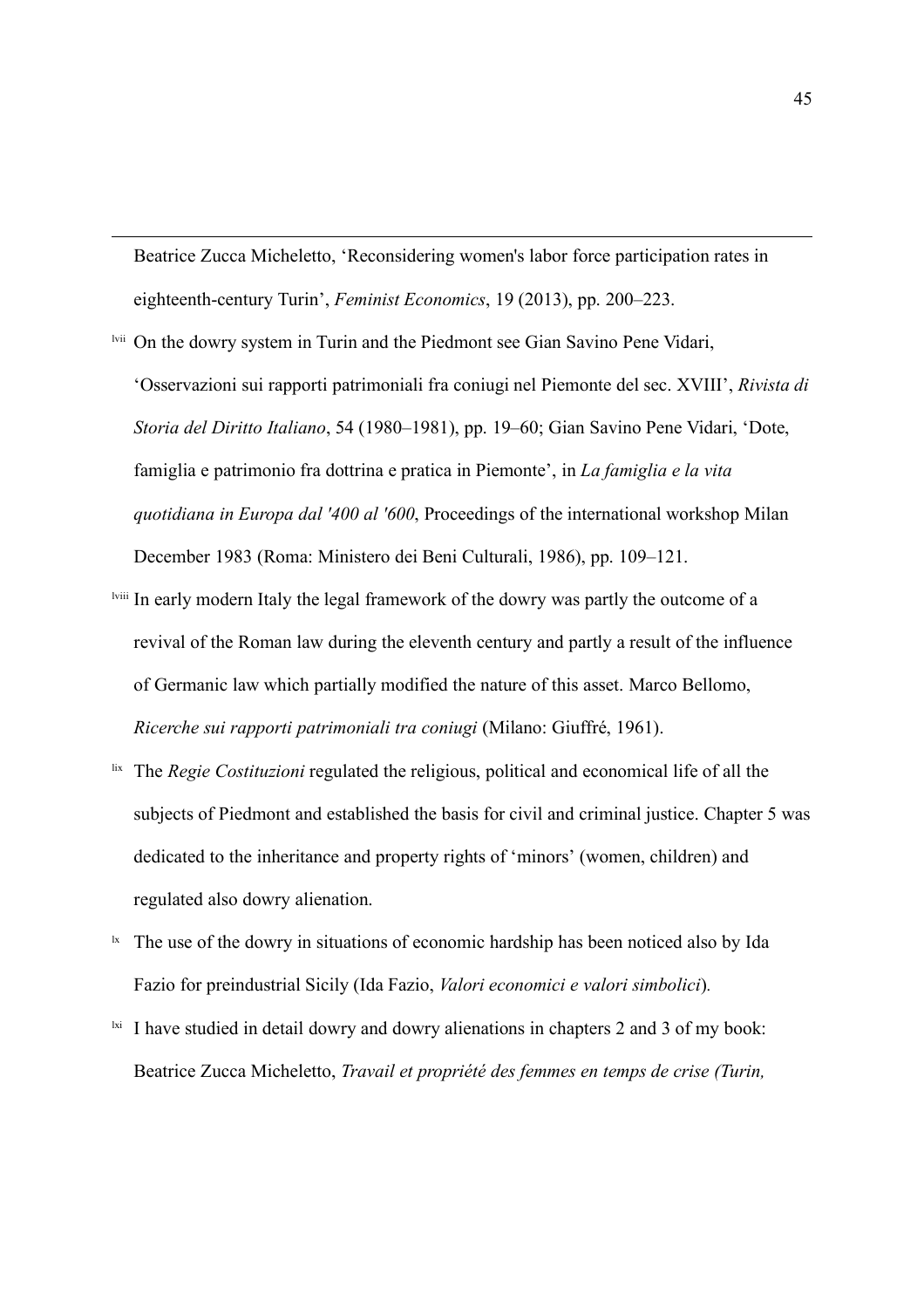Beatrice Zucca Micheletto, 'Reconsidering women's labor force participation rates in eighteenth-century Turin', *Feminist Economics*, 19 (2013), pp. 200–223.

[lvii] On the dowry system in Turin and the Piedmont see Gian Savino Pene Vidari, 'Osservazioni sui rapporti patrimoniali fra coniugi nel Piemonte del sec. XVIII', *Rivista di Storia del Diritto Italiano*, 54 (1980–1981), pp. 19–60; Gian Savino Pene Vidari, 'Dote, famiglia e patrimonio fra dottrina e pratica in Piemonte', in *La famiglia e la vita quotidiana in Europa dal '400 al '600*, Proceedings of the international workshop Milan December 1983 (Roma: Ministero dei Beni Culturali, 1986), pp. 109–121.

[lviii] In early modern Italy the legal framework of the dowry was partly the outcome of a revival of the Roman law during the eleventh century and partly a result of the influence of Germanic law which partially modified the nature of this asset. Marco Bellomo, *Ricerche sui rapporti patrimoniali tra coniugi* (Milano: Giuffré, 1961).

[lix] The *Regie Costituzioni* regulated the religious, political and economical life of all the subjects of Piedmont and established the basis for civil and criminal justice. Chapter 5 was dedicated to the inheritance and property rights of 'minors' (women, children) and regulated also dowry alienation.

[lx] The use of the dowry in situations of economic hardship has been noticed also by Ida Fazio for preindustrial Sicily (Ida Fazio, *Valori economici e valori simbolici*).

[lxi] I have studied in detail dowry and dowry alienations in chapters 2 and 3 of my book: Beatrice Zucca Micheletto, *Travail et propriété des femmes en temps de crise (Turin,*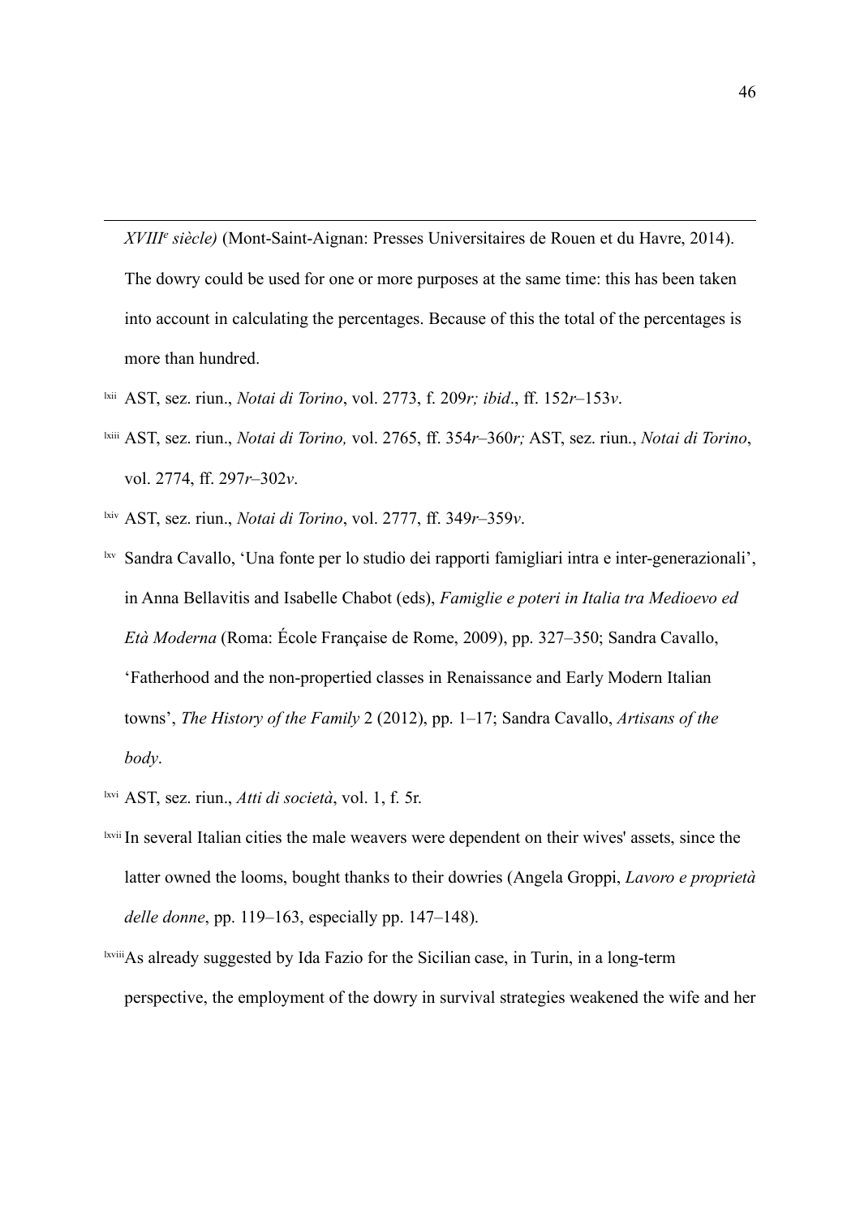*XVIII[e] siècle)* (Mont-Saint-Aignan: Presses Universitaires de Rouen et du Havre, 2014). The dowry could be used for one or more purposes at the same time: this has been taken into account in calculating the percentages. Because of this the total of the percentages is more than hundred.

[lxii] AST, sez. riun., *Notai di Torino*, vol. 2773, f. 209*r; ibid*., ff. 152*r*–153*v*.

[lxiii] AST, sez. riun., *Notai di Torino,* vol. 2765, ff. 354*r*–360*r;* AST, sez. riun., *Notai di Torino*, vol. 2774, ff. 297*r*–302*v*.

[lxiv] AST, sez. riun., *Notai di Torino*, vol. 2777, ff. 349*r*–359*v*.

[lxv] Sandra Cavallo, 'Una fonte per lo studio dei rapporti famigliari intra e inter-generazionali', in Anna Bellavitis and Isabelle Chabot (eds), *Famiglie e poteri in Italia tra Medioevo ed Età Moderna* (Roma: École Française de Rome, 2009), pp. 327–350; Sandra Cavallo, 'Fatherhood and the non-propertied classes in Renaissance and Early Modern Italian towns', *The History of the Family* 2 (2012), pp. 1–17; Sandra Cavallo, *Artisans of the body*.

[lxvi] AST, sez. riun., *Atti di società*, vol. 1, f. 5r.

[lxvii] In several Italian cities the male weavers were dependent on their wives' assets, since the latter owned the looms, bought thanks to their dowries (Angela Groppi, *Lavoro e proprietà delle donne*, pp. 119–163, especially pp. 147–148).

[lxviii] As already suggested by Ida Fazio for the Sicilian case, in Turin, in a long-term perspective, the employment of the dowry in survival strategies weakened the wife and her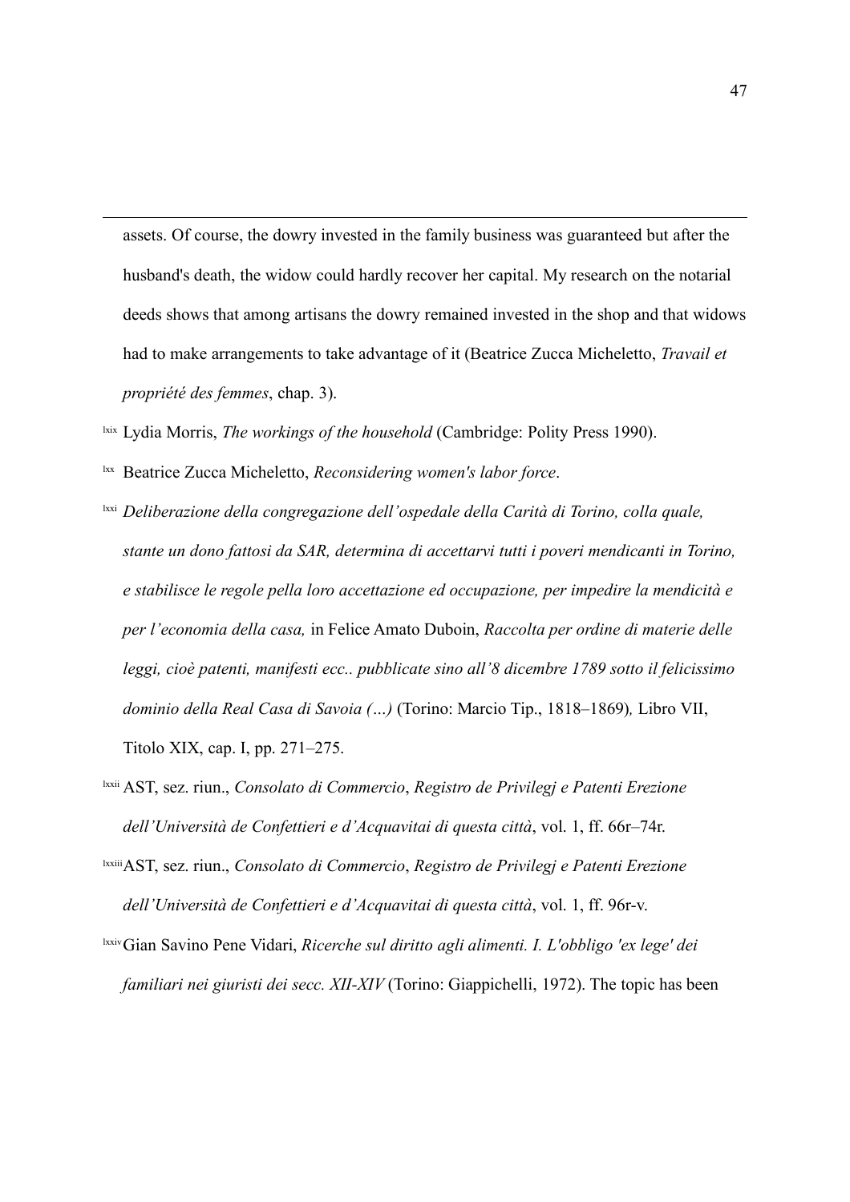assets. Of course, the dowry invested in the family business was guaranteed but after the husband's death, the widow could hardly recover her capital. My research on the notarial deeds shows that among artisans the dowry remained invested in the shop and that widows had to make arrangements to take advantage of it (Beatrice Zucca Micheletto, *Travail et propriété des femmes*, chap. 3).

[lxix] Lydia Morris, *The workings of the household* (Cambridge: Polity Press 1990).

[lxx] Beatrice Zucca Micheletto, *Reconsidering women's labor force*.

[lxxi] *Deliberazione della congregazione dell'ospedale della Carità di Torino, colla quale, stante un dono fattosi da SAR, determina di accettarvi tutti i poveri mendicanti in Torino, e stabilisce le regole pella loro accettazione ed occupazione, per impedire la mendicità e per l'economia della casa,* in Felice Amato Duboin, *Raccolta per ordine di materie delle leggi, cioè patenti, manifesti ecc.. pubblicate sino all'8 dicembre 1789 sotto il felicissimo dominio della Real Casa di Savoia (…)* (Torino: Marcio Tip., 1818–1869), Libro VII, Titolo XIX, cap. I, pp. 271–275.

[lxxii] AST, sez. riun., *Consolato di Commercio*, *Registro de Privilegj e Patenti Erezione dell'Università de Confettieri e d'Acquavitai di questa città*, vol. 1, ff. 66r–74r.

[lxxiii] AST, sez. riun., *Consolato di Commercio*, *Registro de Privilegj e Patenti Erezione dell'Università de Confettieri e d'Acquavitai di questa città*, vol. 1, ff. 96r-v.

[lxxiv] Gian Savino Pene Vidari, *Ricerche sul diritto agli alimenti. I. L'obbligo 'ex lege' dei familiari nei giuristi dei secc. XII-XIV* (Torino: Giappichelli, 1972). The topic has been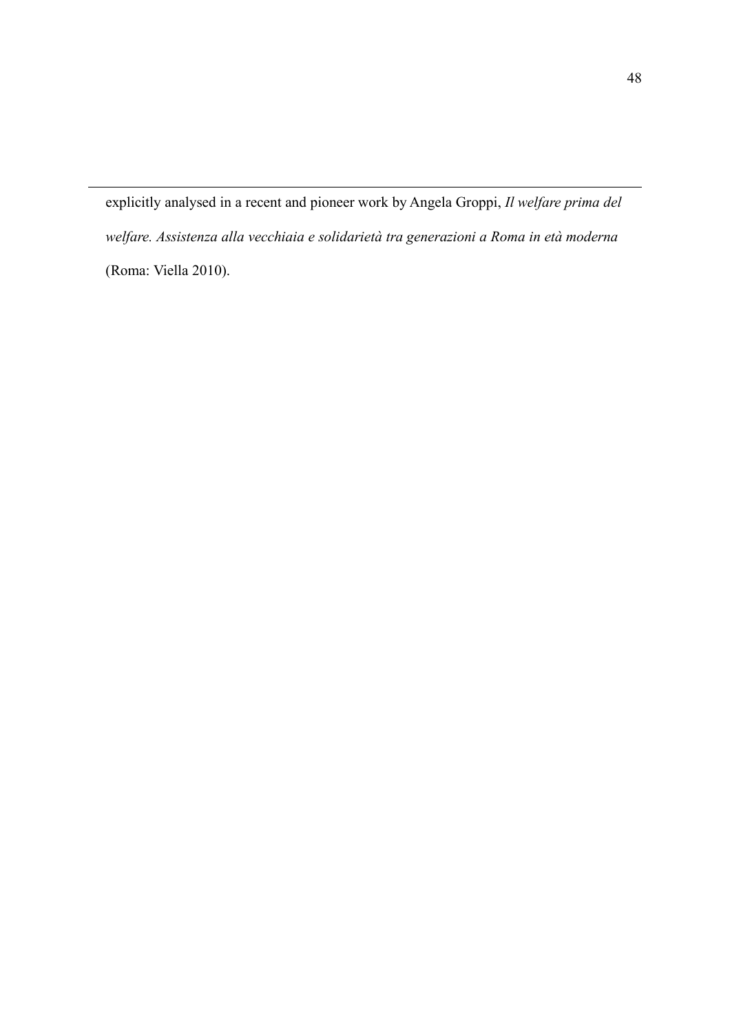explicitly analysed in a recent and pioneer work by Angela Groppi, *Il welfare prima del welfare. Assistenza alla vecchiaia e solidarietà tra generazioni a Roma in età moderna* (Roma: Viella 2010).